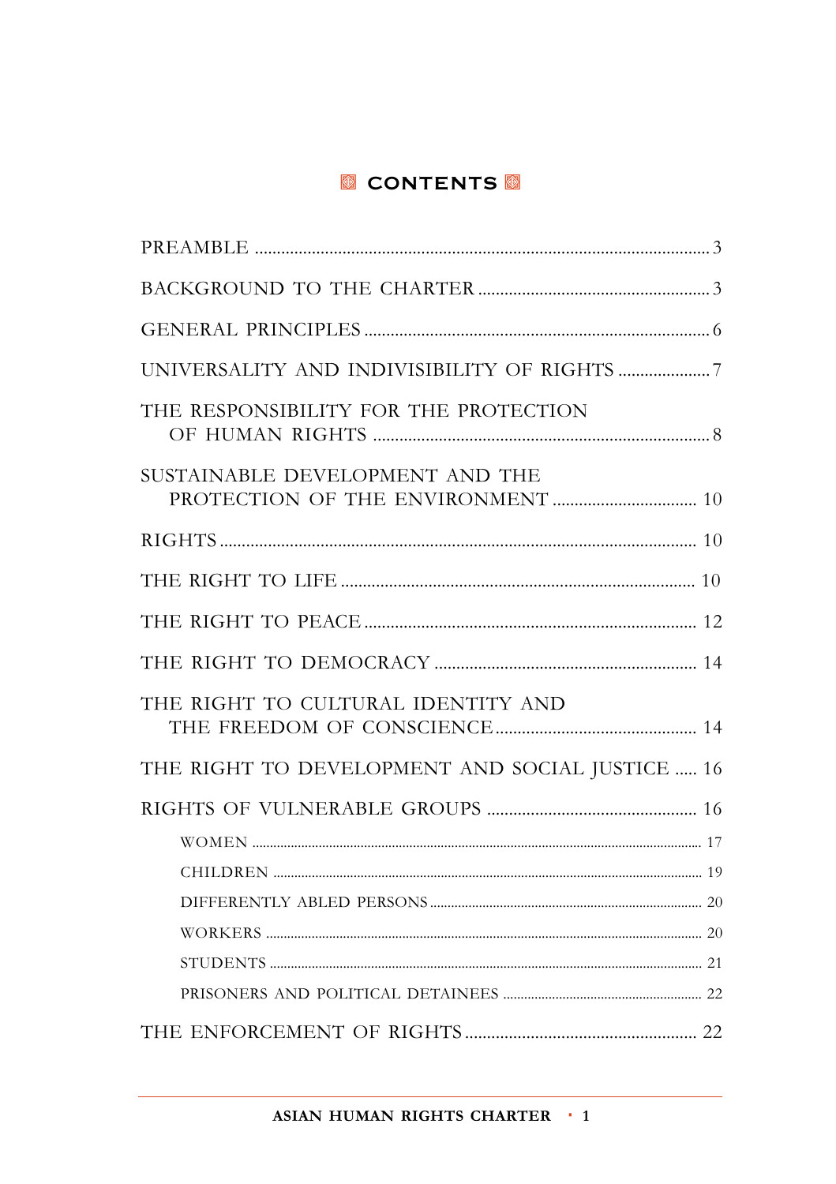# CONTENTS

PREAMBLE ............................................................................................. 3

BACKGROUND TO THE CHARTER ..................................................... 3

GENERAL PRINCIPLES ............................................................................ 6

UNIVERSALITY AND INDIVISIBILITY OF RIGHTS ...................... 7

THE RESPONSIBILITY FOR THE PROTECTION OF HUMAN RIGHTS ............................................................................ 8

SUSTAINABLE DEVELOPMENT AND THE PROTECTION OF THE ENVIRONMENT ................................ 10

RIGHTS ..................................................................................................... 10

THE RIGHT TO LIFE ............................................................................... 10

THE RIGHT TO PEACE .......................................................................... 12

THE RIGHT TO DEMOCRACY ............................................................ 14

THE RIGHT TO CULTURAL IDENTITY AND THE FREEDOM OF CONSCIENCE ............................................ 14

THE RIGHT TO DEVELOPMENT AND SOCIAL JUSTICE ..... 16

RIGHTS OF VULNERABLE GROUPS ............................................... 16

- WOMEN ........................................................................................ 17
- CHILDREN .................................................................................... 19
- DIFFERENTLY ABLED PERSONS ............................................. 20
- WORKERS ..................................................................................... 20
- STUDENTS .................................................................................... 21
- PRISONERS AND POLITICAL DETAINEES ............................ 22

THE ENFORCEMENT OF RIGHTS .................................................... 22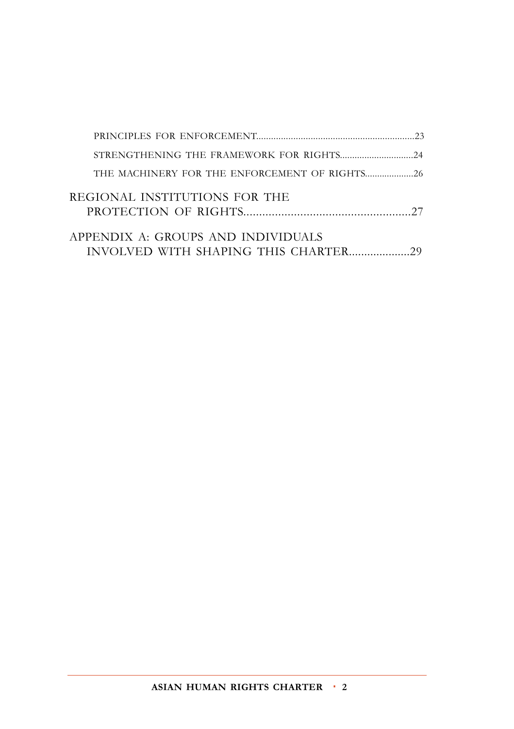PRINCIPLES FOR ENFORCEMENT....................................................................23

STRENGTHENING THE FRAMEWORK FOR RIGHTS..............................24

THE MACHINERY FOR THE ENFORCEMENT OF RIGHTS....................26

REGIONAL INSTITUTIONS FOR THE PROTECTION OF RIGHTS.....................................................27

APPENDIX A: GROUPS AND INDIVIDUALS INVOLVED WITH SHAPING THIS CHARTER....................29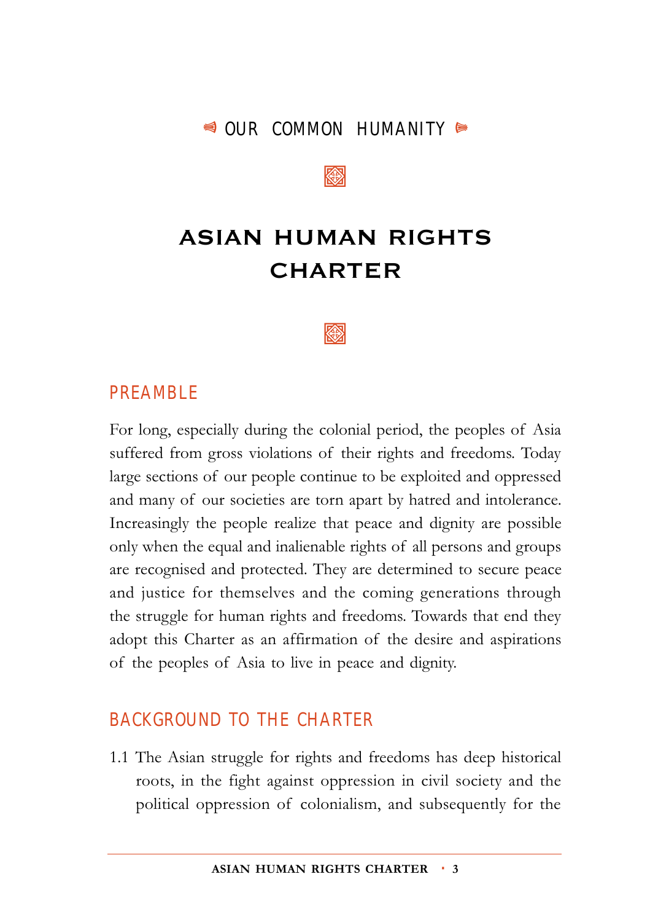OUR COMMON HUMANITY

# ASIAN HUMAN RIGHTS CHARTER

## PREAMBLE

For long, especially during the colonial period, the peoples of Asia suffered from gross violations of their rights and freedoms. Today large sections of our people continue to be exploited and oppressed and many of our societies are torn apart by hatred and intolerance. Increasingly the people realize that peace and dignity are possible only when the equal and inalienable rights of all persons and groups are recognised and protected. They are determined to secure peace and justice for themselves and the coming generations through the struggle for human rights and freedoms. Towards that end they adopt this Charter as an affirmation of the desire and aspirations of the peoples of Asia to live in peace and dignity.

## BACKGROUND TO THE CHARTER

1.1 The Asian struggle for rights and freedoms has deep historical roots, in the fight against oppression in civil society and the political oppression of colonialism, and subsequently for the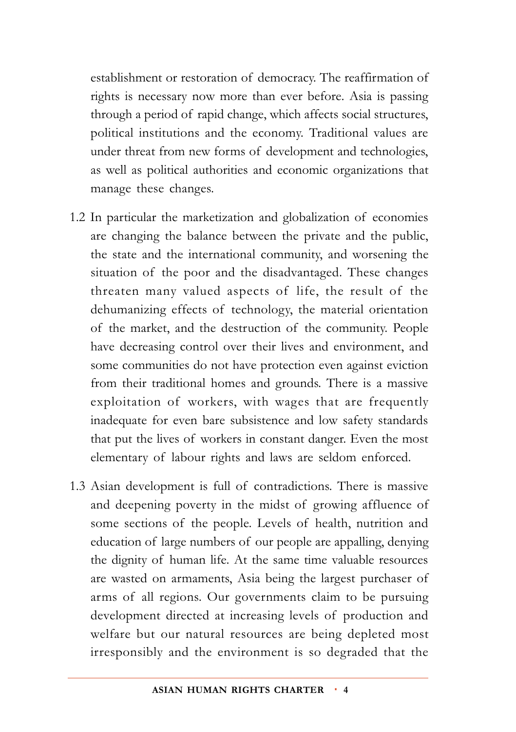establishment or restoration of democracy. The reaffirmation of rights is necessary now more than ever before. Asia is passing through a period of rapid change, which affects social structures, political institutions and the economy. Traditional values are under threat from new forms of development and technologies, as well as political authorities and economic organizations that manage these changes.

1.2 In particular the marketization and globalization of economies are changing the balance between the private and the public, the state and the international community, and worsening the situation of the poor and the disadvantaged. These changes threaten many valued aspects of life, the result of the dehumanizing effects of technology, the material orientation of the market, and the destruction of the community. People have decreasing control over their lives and environment, and some communities do not have protection even against eviction from their traditional homes and grounds. There is a massive exploitation of workers, with wages that are frequently inadequate for even bare subsistence and low safety standards that put the lives of workers in constant danger. Even the most elementary of labour rights and laws are seldom enforced.

1.3 Asian development is full of contradictions. There is massive and deepening poverty in the midst of growing affluence of some sections of the people. Levels of health, nutrition and education of large numbers of our people are appalling, denying the dignity of human life. At the same time valuable resources are wasted on armaments, Asia being the largest purchaser of arms of all regions. Our governments claim to be pursuing development directed at increasing levels of production and welfare but our natural resources are being depleted most irresponsibly and the environment is so degraded that the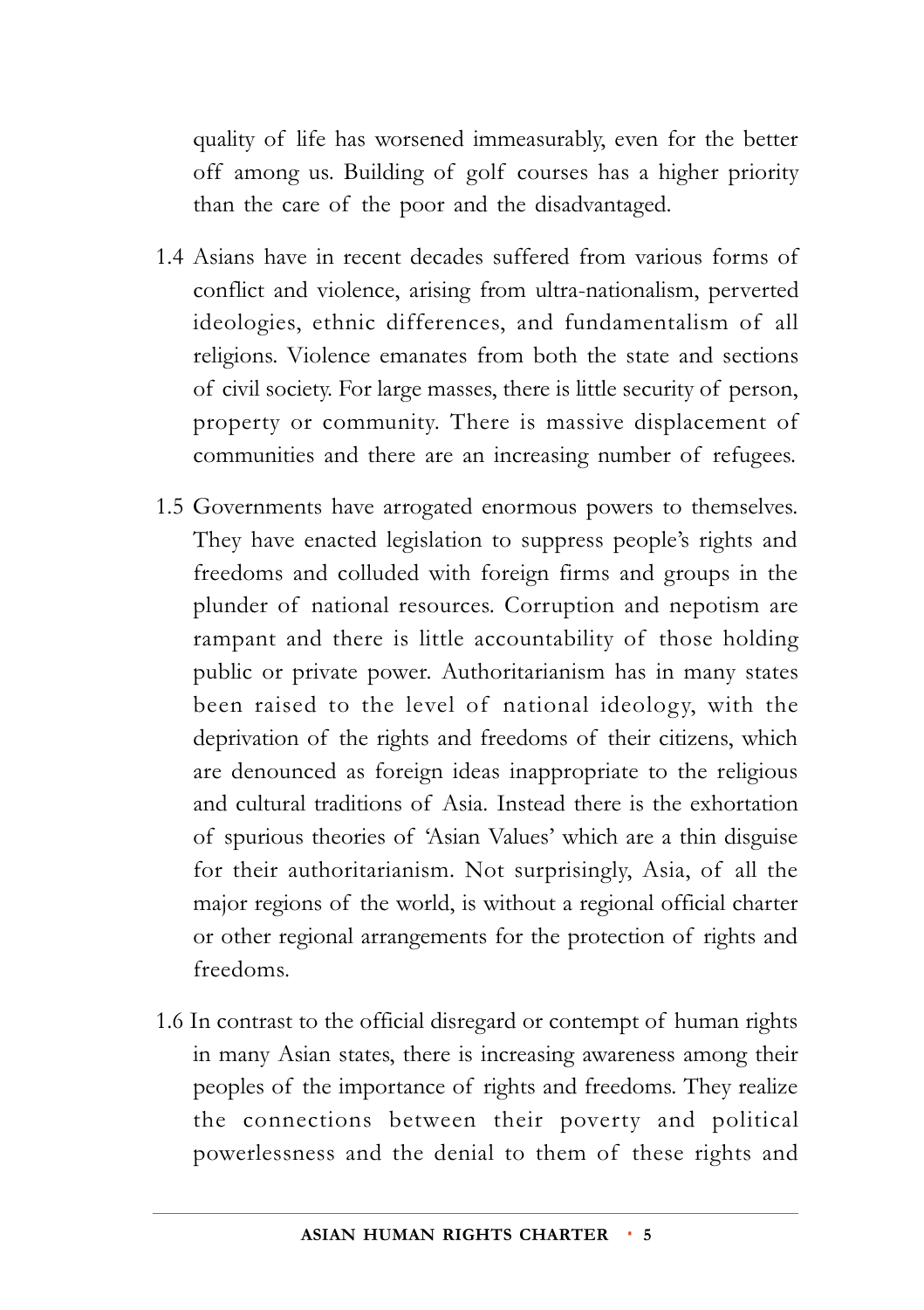quality of life has worsened immeasurably, even for the better off among us. Building of golf courses has a higher priority than the care of the poor and the disadvantaged.

1.4 Asians have in recent decades suffered from various forms of conflict and violence, arising from ultra-nationalism, perverted ideologies, ethnic differences, and fundamentalism of all religions. Violence emanates from both the state and sections of civil society. For large masses, there is little security of person, property or community. There is massive displacement of communities and there are an increasing number of refugees.

1.5 Governments have arrogated enormous powers to themselves. They have enacted legislation to suppress people's rights and freedoms and colluded with foreign firms and groups in the plunder of national resources. Corruption and nepotism are rampant and there is little accountability of those holding public or private power. Authoritarianism has in many states been raised to the level of national ideology, with the deprivation of the rights and freedoms of their citizens, which are denounced as foreign ideas inappropriate to the religious and cultural traditions of Asia. Instead there is the exhortation of spurious theories of 'Asian Values' which are a thin disguise for their authoritarianism. Not surprisingly, Asia, of all the major regions of the world, is without a regional official charter or other regional arrangements for the protection of rights and freedoms.

1.6 In contrast to the official disregard or contempt of human rights in many Asian states, there is increasing awareness among their peoples of the importance of rights and freedoms. They realize the connections between their poverty and political powerlessness and the denial to them of these rights and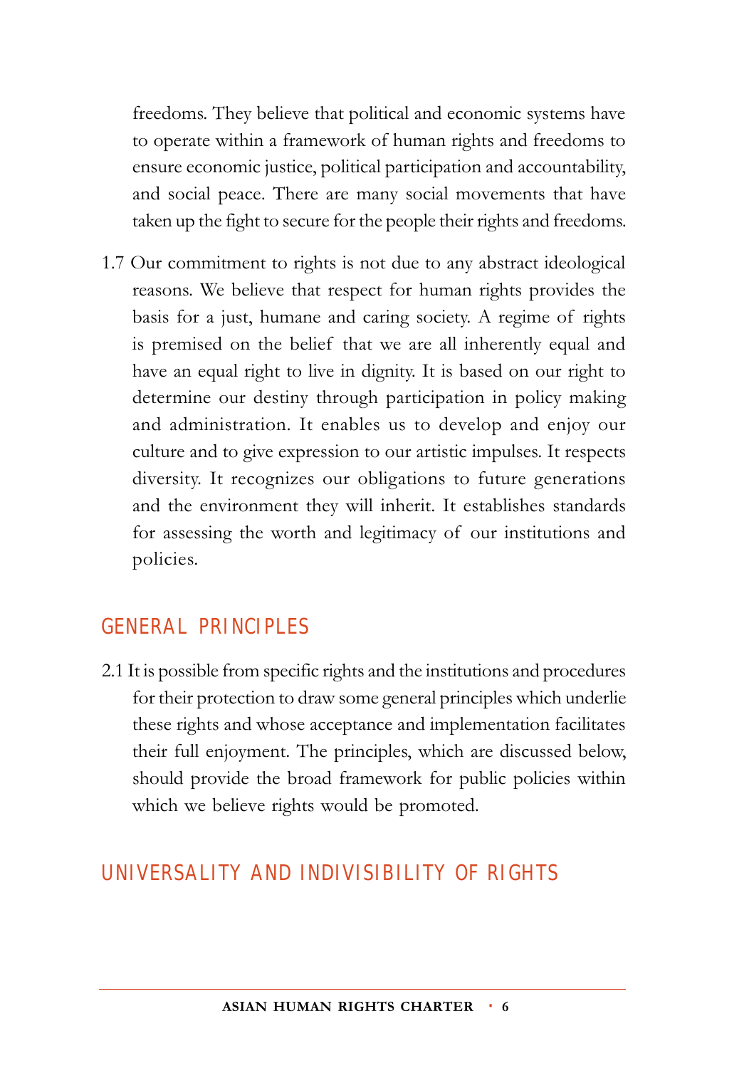freedoms. They believe that political and economic systems have to operate within a framework of human rights and freedoms to ensure economic justice, political participation and accountability, and social peace. There are many social movements that have taken up the fight to secure for the people their rights and freedoms.

1.7 Our commitment to rights is not due to any abstract ideological reasons. We believe that respect for human rights provides the basis for a just, humane and caring society. A regime of rights is premised on the belief that we are all inherently equal and have an equal right to live in dignity. It is based on our right to determine our destiny through participation in policy making and administration. It enables us to develop and enjoy our culture and to give expression to our artistic impulses. It respects diversity. It recognizes our obligations to future generations and the environment they will inherit. It establishes standards for assessing the worth and legitimacy of our institutions and policies.

## GENERAL PRINCIPLES

2.1 It is possible from specific rights and the institutions and procedures for their protection to draw some general principles which underlie these rights and whose acceptance and implementation facilitates their full enjoyment. The principles, which are discussed below, should provide the broad framework for public policies within which we believe rights would be promoted.

## UNIVERSALITY AND INDIVISIBILITY OF RIGHTS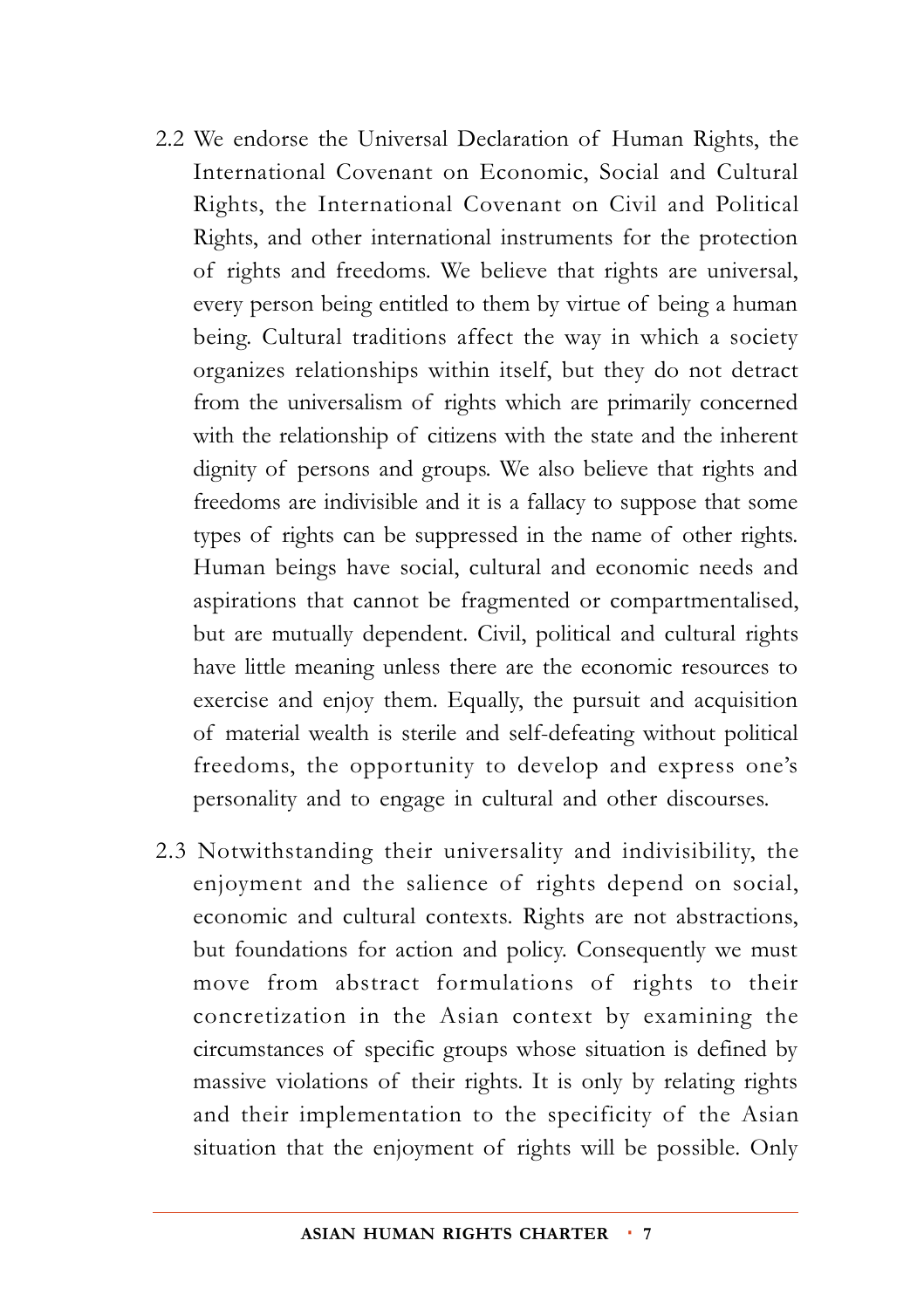2.2 We endorse the Universal Declaration of Human Rights, the International Covenant on Economic, Social and Cultural Rights, the International Covenant on Civil and Political Rights, and other international instruments for the protection of rights and freedoms. We believe that rights are universal, every person being entitled to them by virtue of being a human being. Cultural traditions affect the way in which a society organizes relationships within itself, but they do not detract from the universalism of rights which are primarily concerned with the relationship of citizens with the state and the inherent dignity of persons and groups. We also believe that rights and freedoms are indivisible and it is a fallacy to suppose that some types of rights can be suppressed in the name of other rights. Human beings have social, cultural and economic needs and aspirations that cannot be fragmented or compartmentalised, but are mutually dependent. Civil, political and cultural rights have little meaning unless there are the economic resources to exercise and enjoy them. Equally, the pursuit and acquisition of material wealth is sterile and self-defeating without political freedoms, the opportunity to develop and express one's personality and to engage in cultural and other discourses.

2.3 Notwithstanding their universality and indivisibility, the enjoyment and the salience of rights depend on social, economic and cultural contexts. Rights are not abstractions, but foundations for action and policy. Consequently we must move from abstract formulations of rights to their concretization in the Asian context by examining the circumstances of specific groups whose situation is defined by massive violations of their rights. It is only by relating rights and their implementation to the specificity of the Asian situation that the enjoyment of rights will be possible. Only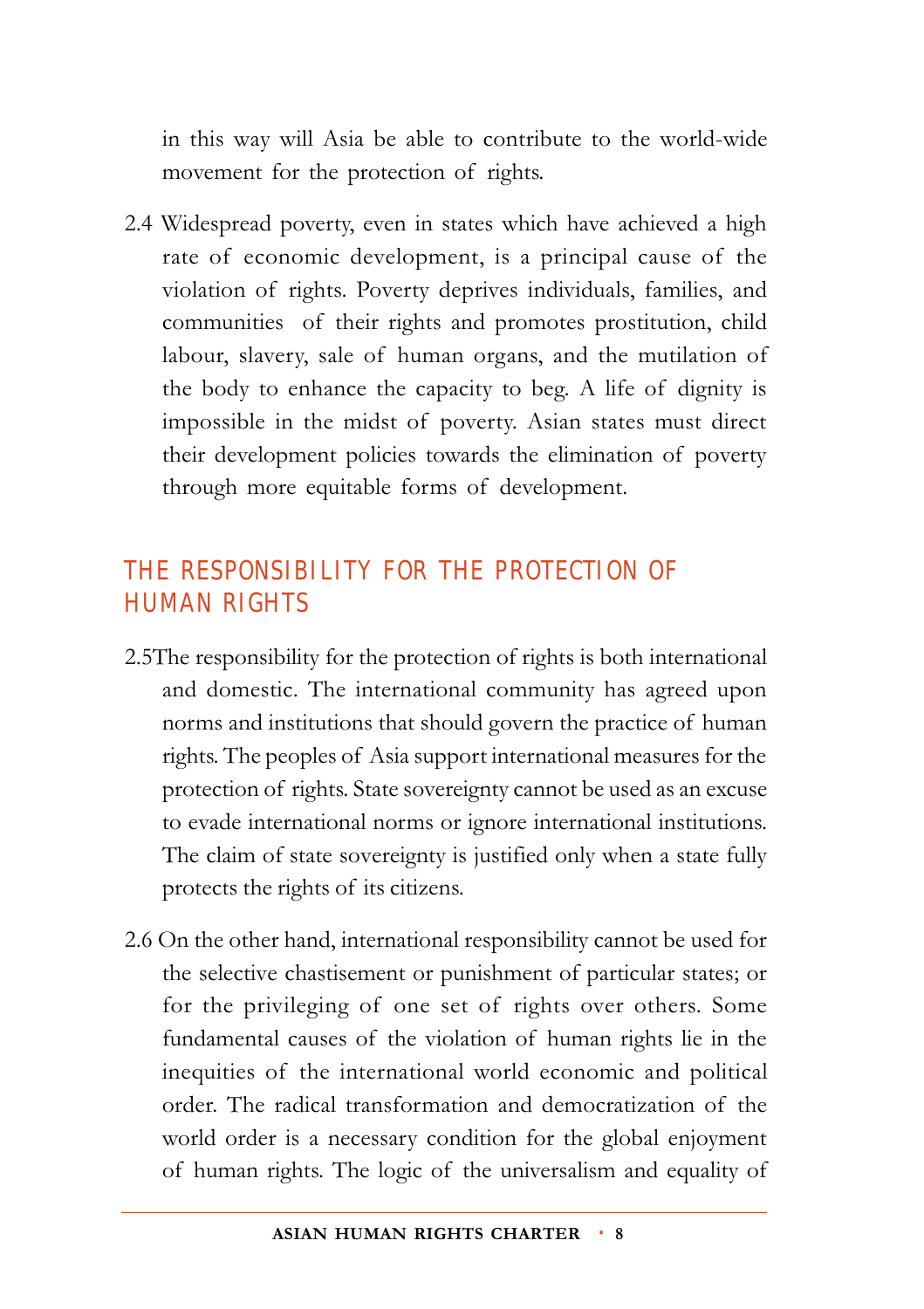in this way will Asia be able to contribute to the world-wide movement for the protection of rights.

2.4 Widespread poverty, even in states which have achieved a high rate of economic development, is a principal cause of the violation of rights. Poverty deprives individuals, families, and communities of their rights and promotes prostitution, child labour, slavery, sale of human organs, and the mutilation of the body to enhance the capacity to beg. A life of dignity is impossible in the midst of poverty. Asian states must direct their development policies towards the elimination of poverty through more equitable forms of development.

## THE RESPONSIBILITY FOR THE PROTECTION OF HUMAN RIGHTS

2.5The responsibility for the protection of rights is both international and domestic. The international community has agreed upon norms and institutions that should govern the practice of human rights. The peoples of Asia support international measures for the protection of rights. State sovereignty cannot be used as an excuse to evade international norms or ignore international institutions. The claim of state sovereignty is justified only when a state fully protects the rights of its citizens.

2.6 On the other hand, international responsibility cannot be used for the selective chastisement or punishment of particular states; or for the privileging of one set of rights over others. Some fundamental causes of the violation of human rights lie in the inequities of the international world economic and political order. The radical transformation and democratization of the world order is a necessary condition for the global enjoyment of human rights. The logic of the universalism and equality of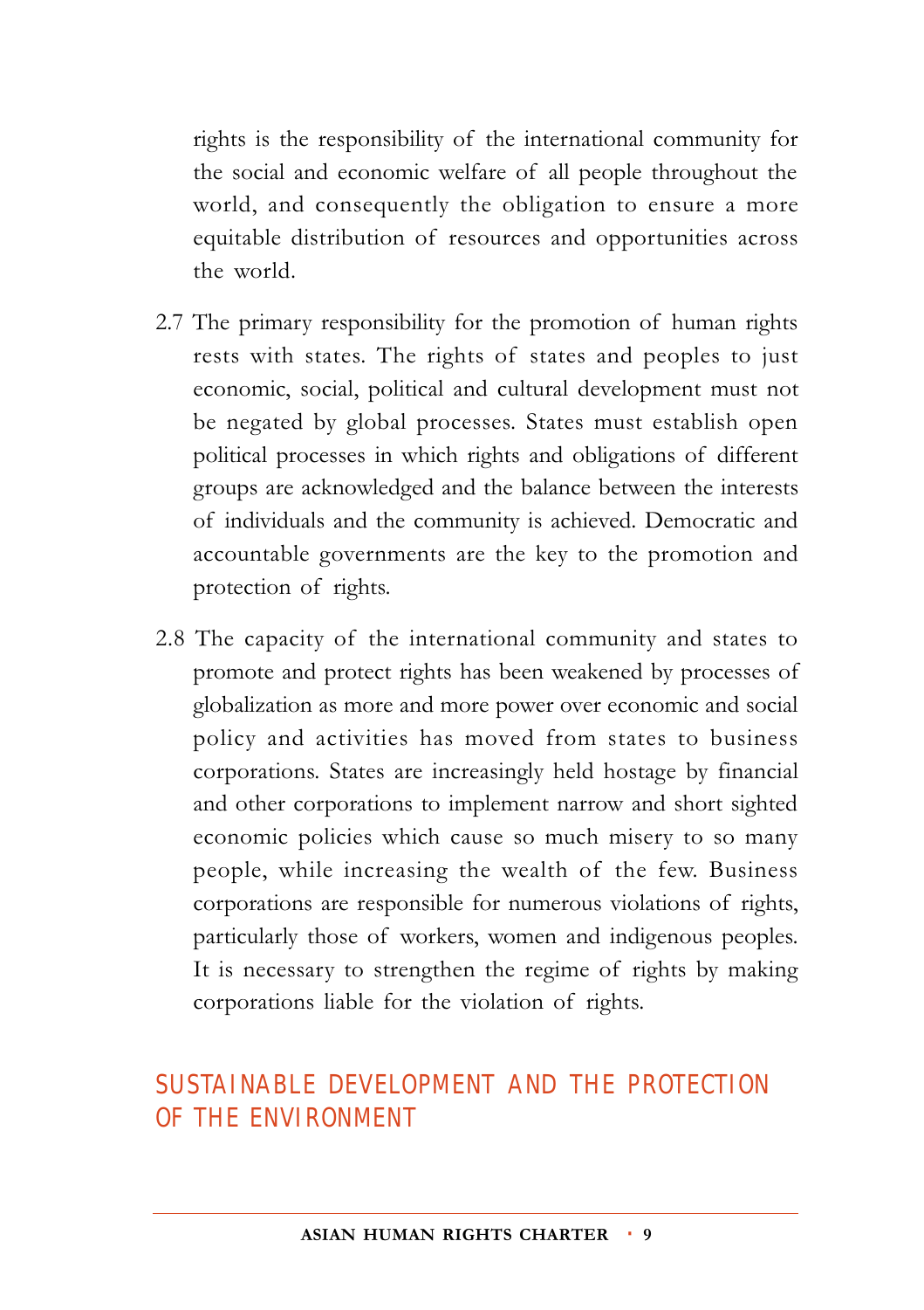rights is the responsibility of the international community for the social and economic welfare of all people throughout the world, and consequently the obligation to ensure a more equitable distribution of resources and opportunities across the world.

2.7 The primary responsibility for the promotion of human rights rests with states. The rights of states and peoples to just economic, social, political and cultural development must not be negated by global processes. States must establish open political processes in which rights and obligations of different groups are acknowledged and the balance between the interests of individuals and the community is achieved. Democratic and accountable governments are the key to the promotion and protection of rights.

2.8 The capacity of the international community and states to promote and protect rights has been weakened by processes of globalization as more and more power over economic and social policy and activities has moved from states to business corporations. States are increasingly held hostage by financial and other corporations to implement narrow and short sighted economic policies which cause so much misery to so many people, while increasing the wealth of the few. Business corporations are responsible for numerous violations of rights, particularly those of workers, women and indigenous peoples. It is necessary to strengthen the regime of rights by making corporations liable for the violation of rights.

## SUSTAINABLE DEVELOPMENT AND THE PROTECTION OF THE ENVIRONMENT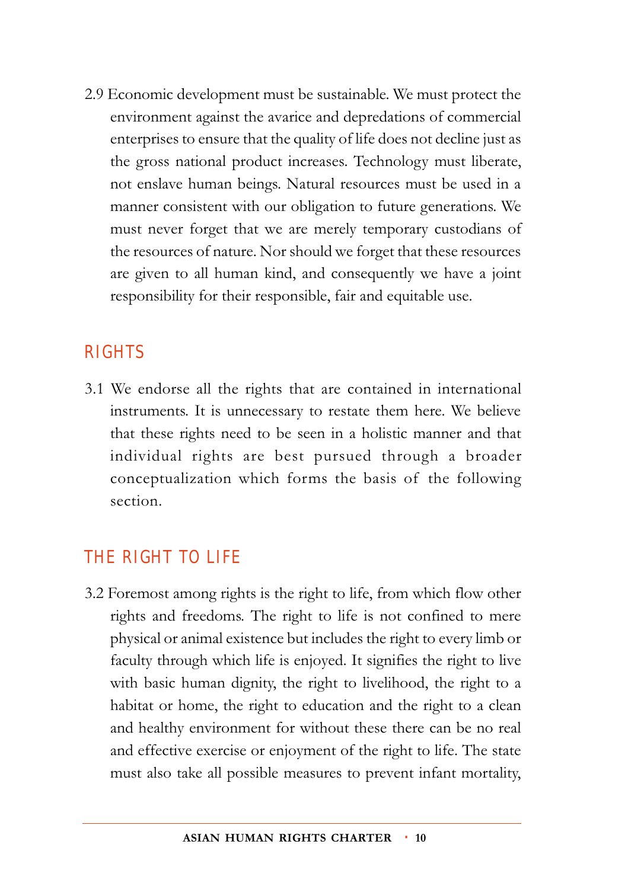2.9 Economic development must be sustainable. We must protect the environment against the avarice and depredations of commercial enterprises to ensure that the quality of life does not decline just as the gross national product increases. Technology must liberate, not enslave human beings. Natural resources must be used in a manner consistent with our obligation to future generations. We must never forget that we are merely temporary custodians of the resources of nature. Nor should we forget that these resources are given to all human kind, and consequently we have a joint responsibility for their responsible, fair and equitable use.

## RIGHTS

3.1 We endorse all the rights that are contained in international instruments. It is unnecessary to restate them here. We believe that these rights need to be seen in a holistic manner and that individual rights are best pursued through a broader conceptualization which forms the basis of the following section.

## THE RIGHT TO LIFE

3.2 Foremost among rights is the right to life, from which flow other rights and freedoms. The right to life is not confined to mere physical or animal existence but includes the right to every limb or faculty through which life is enjoyed. It signifies the right to live with basic human dignity, the right to livelihood, the right to a habitat or home, the right to education and the right to a clean and healthy environment for without these there can be no real and effective exercise or enjoyment of the right to life. The state must also take all possible measures to prevent infant mortality,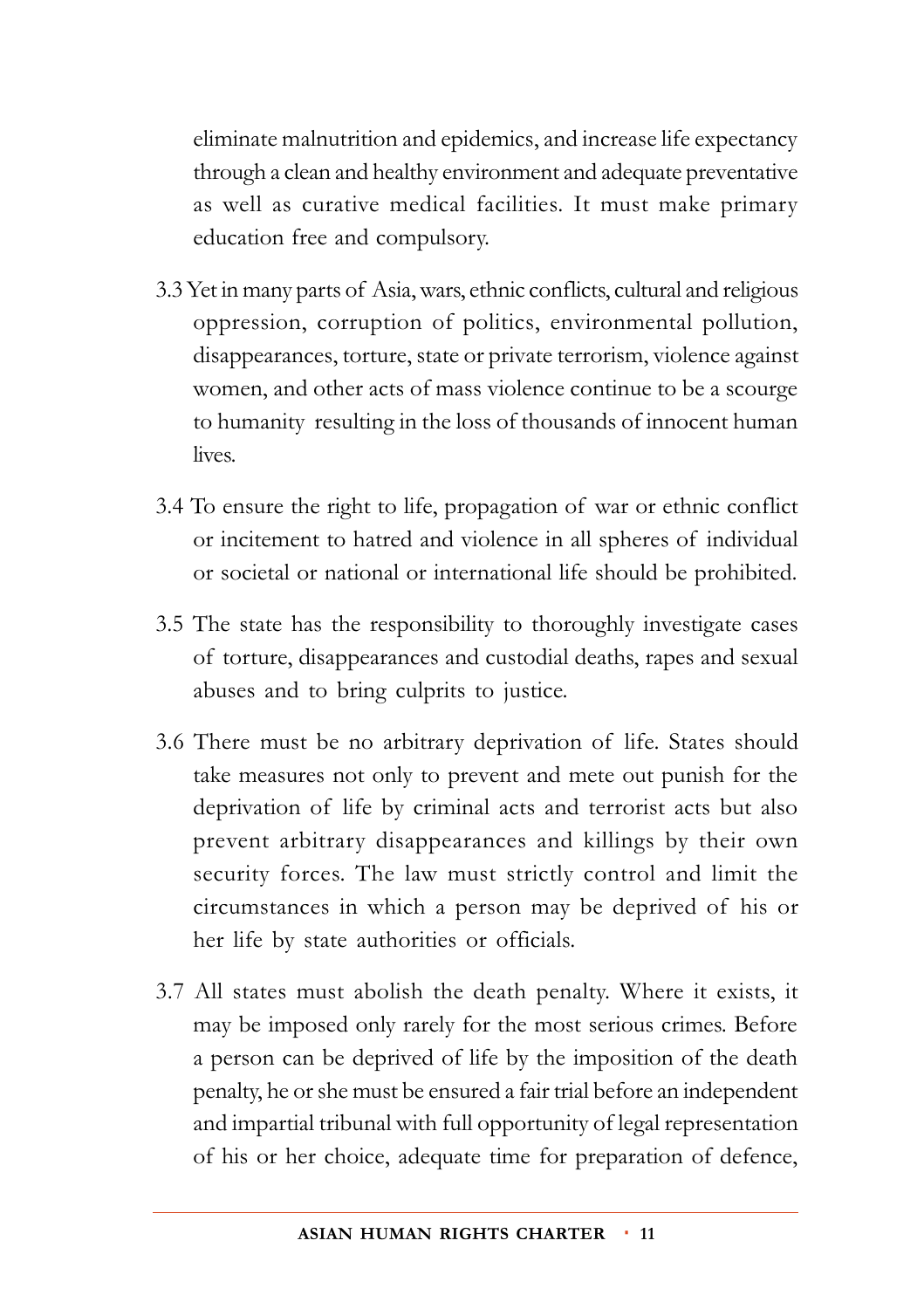eliminate malnutrition and epidemics, and increase life expectancy through a clean and healthy environment and adequate preventative as well as curative medical facilities. It must make primary education free and compulsory.

3.3 Yet in many parts of Asia, wars, ethnic conflicts, cultural and religious oppression, corruption of politics, environmental pollution, disappearances, torture, state or private terrorism, violence against women, and other acts of mass violence continue to be a scourge to humanity resulting in the loss of thousands of innocent human lives.

3.4 To ensure the right to life, propagation of war or ethnic conflict or incitement to hatred and violence in all spheres of individual or societal or national or international life should be prohibited.

3.5 The state has the responsibility to thoroughly investigate cases of torture, disappearances and custodial deaths, rapes and sexual abuses and to bring culprits to justice.

3.6 There must be no arbitrary deprivation of life. States should take measures not only to prevent and mete out punish for the deprivation of life by criminal acts and terrorist acts but also prevent arbitrary disappearances and killings by their own security forces. The law must strictly control and limit the circumstances in which a person may be deprived of his or her life by state authorities or officials.

3.7 All states must abolish the death penalty. Where it exists, it may be imposed only rarely for the most serious crimes. Before a person can be deprived of life by the imposition of the death penalty, he or she must be ensured a fair trial before an independent and impartial tribunal with full opportunity of legal representation of his or her choice, adequate time for preparation of defence,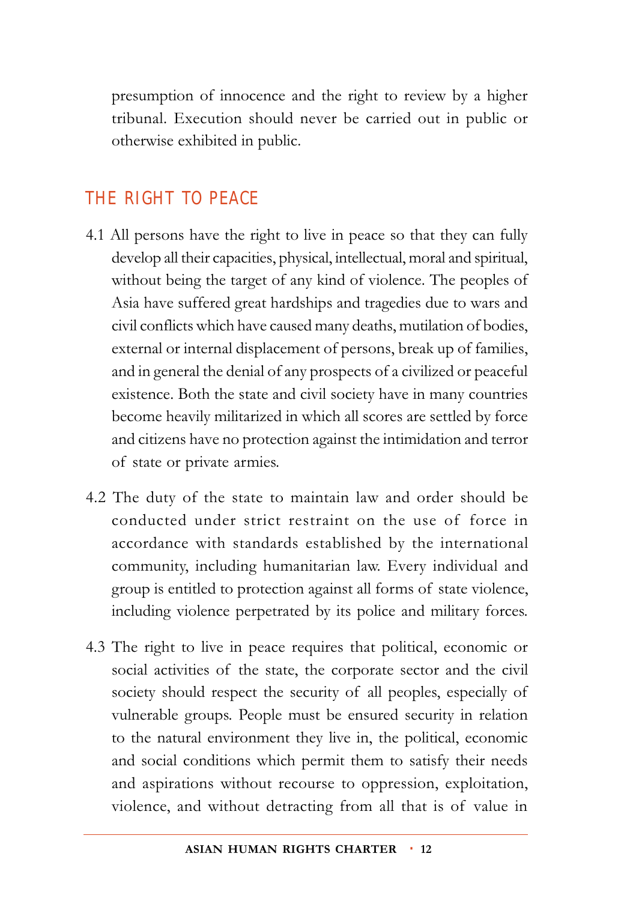presumption of innocence and the right to review by a higher tribunal. Execution should never be carried out in public or otherwise exhibited in public.

## THE RIGHT TO PEACE

4.1 All persons have the right to live in peace so that they can fully develop all their capacities, physical, intellectual, moral and spiritual, without being the target of any kind of violence. The peoples of Asia have suffered great hardships and tragedies due to wars and civil conflicts which have caused many deaths, mutilation of bodies, external or internal displacement of persons, break up of families, and in general the denial of any prospects of a civilized or peaceful existence. Both the state and civil society have in many countries become heavily militarized in which all scores are settled by force and citizens have no protection against the intimidation and terror of state or private armies.

4.2 The duty of the state to maintain law and order should be conducted under strict restraint on the use of force in accordance with standards established by the international community, including humanitarian law. Every individual and group is entitled to protection against all forms of state violence, including violence perpetrated by its police and military forces.

4.3 The right to live in peace requires that political, economic or social activities of the state, the corporate sector and the civil society should respect the security of all peoples, especially of vulnerable groups. People must be ensured security in relation to the natural environment they live in, the political, economic and social conditions which permit them to satisfy their needs and aspirations without recourse to oppression, exploitation, violence, and without detracting from all that is of value in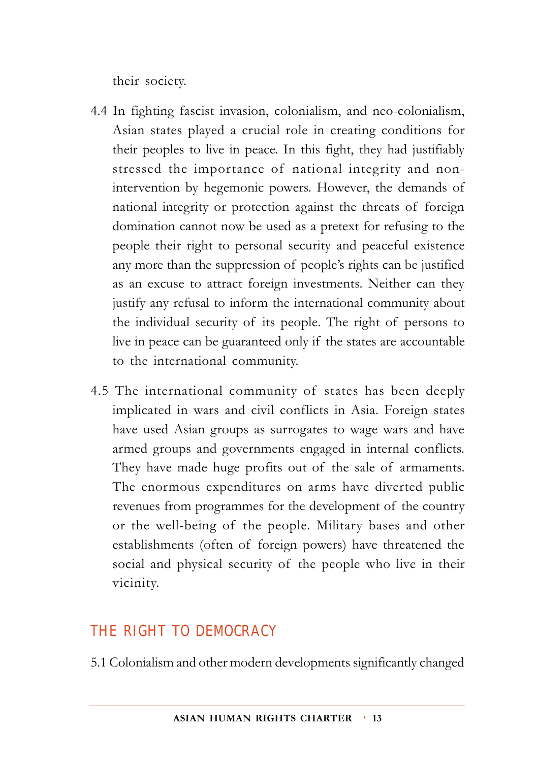their society.

4.4 In fighting fascist invasion, colonialism, and neo-colonialism, Asian states played a crucial role in creating conditions for their peoples to live in peace. In this fight, they had justifiably stressed the importance of national integrity and non-intervention by hegemonic powers. However, the demands of national integrity or protection against the threats of foreign domination cannot now be used as a pretext for refusing to the people their right to personal security and peaceful existence any more than the suppression of people's rights can be justified as an excuse to attract foreign investments. Neither can they justify any refusal to inform the international community about the individual security of its people. The right of persons to live in peace can be guaranteed only if the states are accountable to the international community.

4.5 The international community of states has been deeply implicated in wars and civil conflicts in Asia. Foreign states have used Asian groups as surrogates to wage wars and have armed groups and governments engaged in internal conflicts. They have made huge profits out of the sale of armaments. The enormous expenditures on arms have diverted public revenues from programmes for the development of the country or the well-being of the people. Military bases and other establishments (often of foreign powers) have threatened the social and physical security of the people who live in their vicinity.

## THE RIGHT TO DEMOCRACY

5.1 Colonialism and other modern developments significantly changed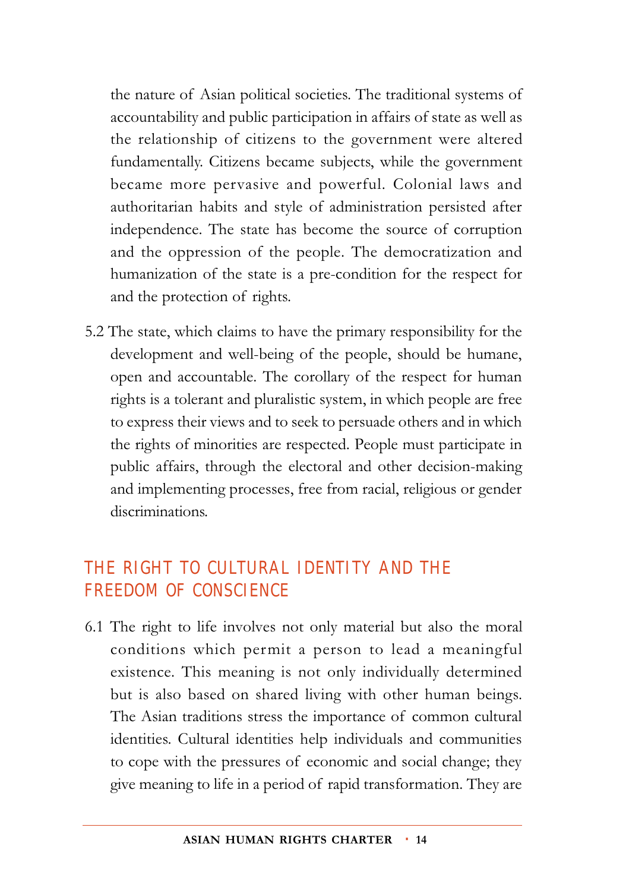the nature of Asian political societies. The traditional systems of accountability and public participation in affairs of state as well as the relationship of citizens to the government were altered fundamentally. Citizens became subjects, while the government became more pervasive and powerful. Colonial laws and authoritarian habits and style of administration persisted after independence. The state has become the source of corruption and the oppression of the people. The democratization and humanization of the state is a pre-condition for the respect for and the protection of rights.

5.2 The state, which claims to have the primary responsibility for the development and well-being of the people, should be humane, open and accountable. The corollary of the respect for human rights is a tolerant and pluralistic system, in which people are free to express their views and to seek to persuade others and in which the rights of minorities are respected. People must participate in public affairs, through the electoral and other decision-making and implementing processes, free from racial, religious or gender discriminations.

## THE RIGHT TO CULTURAL IDENTITY AND THE FREEDOM OF CONSCIENCE

6.1 The right to life involves not only material but also the moral conditions which permit a person to lead a meaningful existence. This meaning is not only individually determined but is also based on shared living with other human beings. The Asian traditions stress the importance of common cultural identities. Cultural identities help individuals and communities to cope with the pressures of economic and social change; they give meaning to life in a period of rapid transformation. They are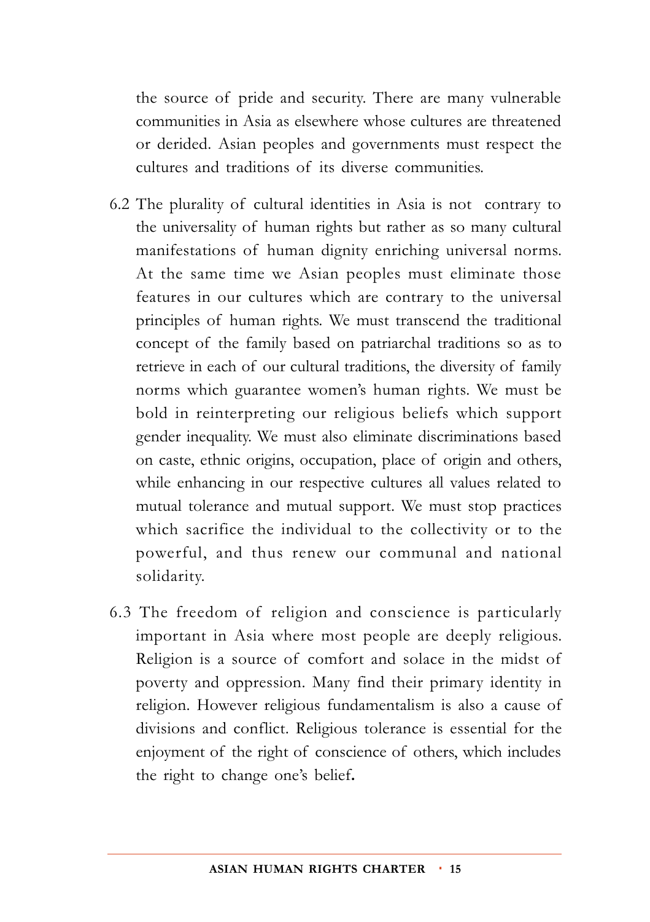the source of pride and security. There are many vulnerable communities in Asia as elsewhere whose cultures are threatened or derided. Asian peoples and governments must respect the cultures and traditions of its diverse communities.

6.2 The plurality of cultural identities in Asia is not contrary to the universality of human rights but rather as so many cultural manifestations of human dignity enriching universal norms. At the same time we Asian peoples must eliminate those features in our cultures which are contrary to the universal principles of human rights. We must transcend the traditional concept of the family based on patriarchal traditions so as to retrieve in each of our cultural traditions, the diversity of family norms which guarantee women's human rights. We must be bold in reinterpreting our religious beliefs which support gender inequality. We must also eliminate discriminations based on caste, ethnic origins, occupation, place of origin and others, while enhancing in our respective cultures all values related to mutual tolerance and mutual support. We must stop practices which sacrifice the individual to the collectivity or to the powerful, and thus renew our communal and national solidarity.

6.3 The freedom of religion and conscience is particularly important in Asia where most people are deeply religious. Religion is a source of comfort and solace in the midst of poverty and oppression. Many find their primary identity in religion. However religious fundamentalism is also a cause of divisions and conflict. Religious tolerance is essential for the enjoyment of the right of conscience of others, which includes the right to change one's belief.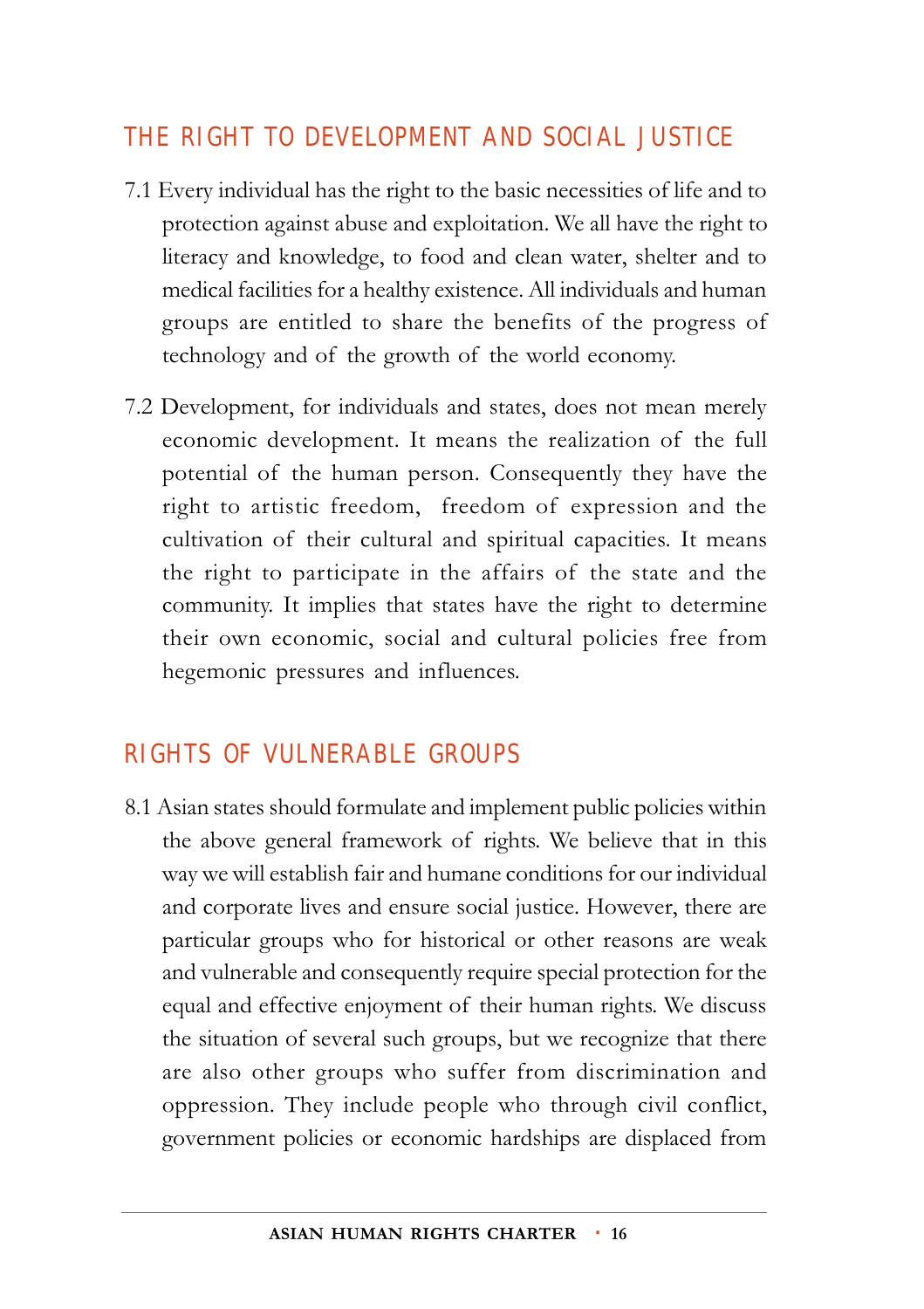## THE RIGHT TO DEVELOPMENT AND SOCIAL JUSTICE

7.1 Every individual has the right to the basic necessities of life and to protection against abuse and exploitation. We all have the right to literacy and knowledge, to food and clean water, shelter and to medical facilities for a healthy existence. All individuals and human groups are entitled to share the benefits of the progress of technology and of the growth of the world economy.

7.2 Development, for individuals and states, does not mean merely economic development. It means the realization of the full potential of the human person. Consequently they have the right to artistic freedom, freedom of expression and the cultivation of their cultural and spiritual capacities. It means the right to participate in the affairs of the state and the community. It implies that states have the right to determine their own economic, social and cultural policies free from hegemonic pressures and influences.

## RIGHTS OF VULNERABLE GROUPS

8.1 Asian states should formulate and implement public policies within the above general framework of rights. We believe that in this way we will establish fair and humane conditions for our individual and corporate lives and ensure social justice. However, there are particular groups who for historical or other reasons are weak and vulnerable and consequently require special protection for the equal and effective enjoyment of their human rights. We discuss the situation of several such groups, but we recognize that there are also other groups who suffer from discrimination and oppression. They include people who through civil conflict, government policies or economic hardships are displaced from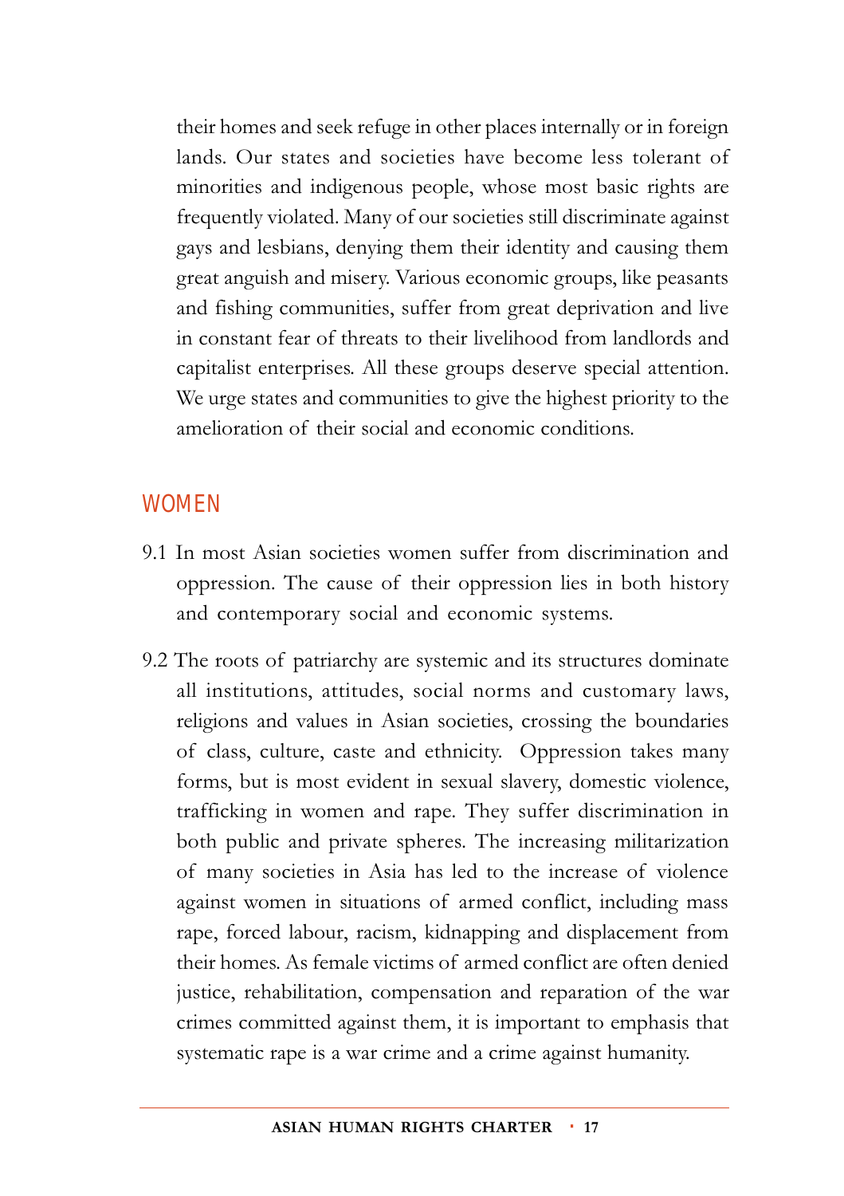their homes and seek refuge in other places internally or in foreign lands. Our states and societies have become less tolerant of minorities and indigenous people, whose most basic rights are frequently violated. Many of our societies still discriminate against gays and lesbians, denying them their identity and causing them great anguish and misery. Various economic groups, like peasants and fishing communities, suffer from great deprivation and live in constant fear of threats to their livelihood from landlords and capitalist enterprises. All these groups deserve special attention. We urge states and communities to give the highest priority to the amelioration of their social and economic conditions.

## WOMEN

9.1 In most Asian societies women suffer from discrimination and oppression. The cause of their oppression lies in both history and contemporary social and economic systems.

9.2 The roots of patriarchy are systemic and its structures dominate all institutions, attitudes, social norms and customary laws, religions and values in Asian societies, crossing the boundaries of class, culture, caste and ethnicity. Oppression takes many forms, but is most evident in sexual slavery, domestic violence, trafficking in women and rape. They suffer discrimination in both public and private spheres. The increasing militarization of many societies in Asia has led to the increase of violence against women in situations of armed conflict, including mass rape, forced labour, racism, kidnapping and displacement from their homes. As female victims of armed conflict are often denied justice, rehabilitation, compensation and reparation of the war crimes committed against them, it is important to emphasis that systematic rape is a war crime and a crime against humanity.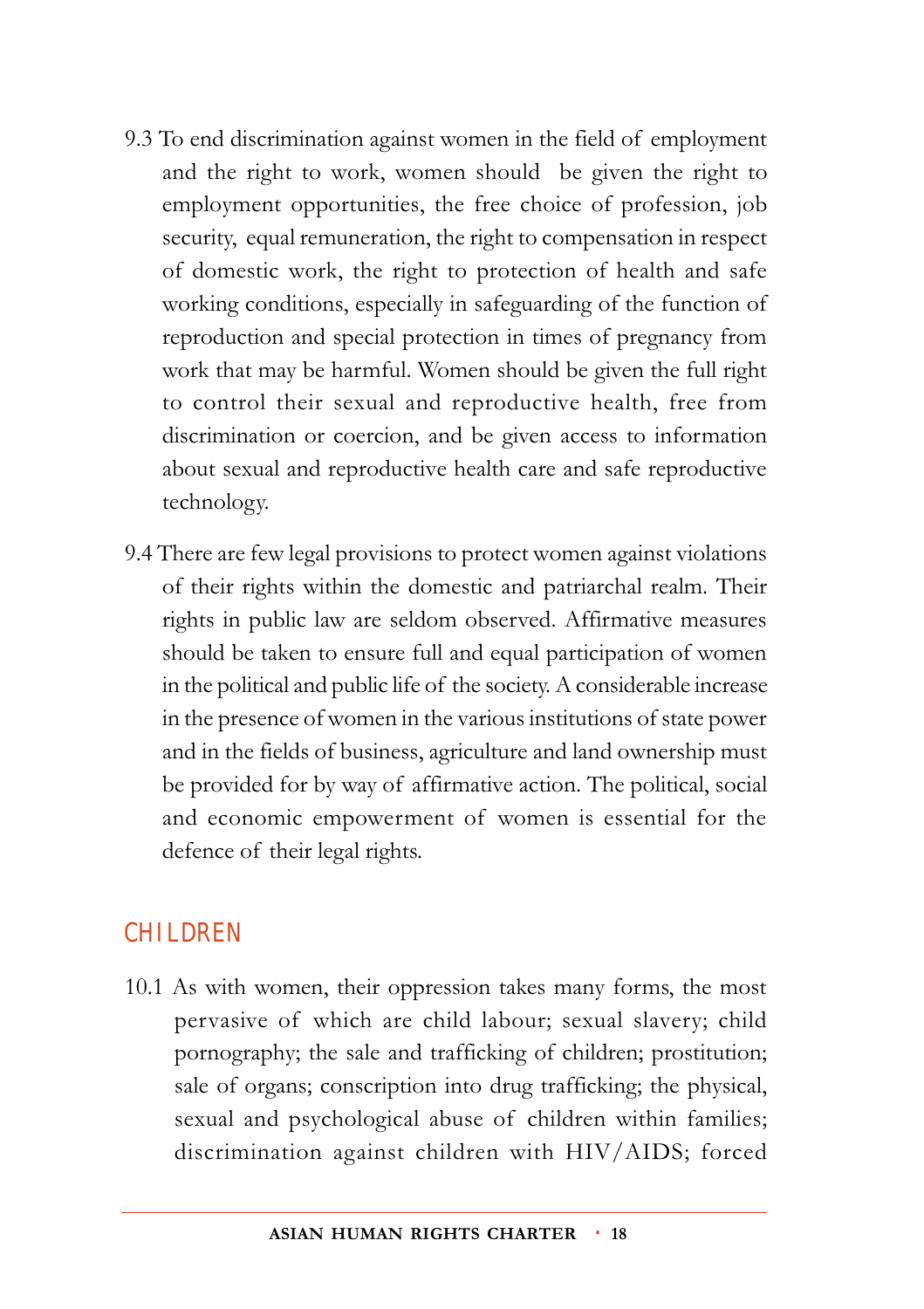9.3 To end discrimination against women in the field of employment and the right to work, women should be given the right to employment opportunities, the free choice of profession, job security, equal remuneration, the right to compensation in respect of domestic work, the right to protection of health and safe working conditions, especially in safeguarding of the function of reproduction and special protection in times of pregnancy from work that may be harmful. Women should be given the full right to control their sexual and reproductive health, free from discrimination or coercion, and be given access to information about sexual and reproductive health care and safe reproductive technology.

9.4 There are few legal provisions to protect women against violations of their rights within the domestic and patriarchal realm. Their rights in public law are seldom observed. Affirmative measures should be taken to ensure full and equal participation of women in the political and public life of the society. A considerable increase in the presence of women in the various institutions of state power and in the fields of business, agriculture and land ownership must be provided for by way of affirmative action. The political, social and economic empowerment of women is essential for the defence of their legal rights.

## CHILDREN

10.1 As with women, their oppression takes many forms, the most pervasive of which are child labour; sexual slavery; child pornography; the sale and trafficking of children; prostitution; sale of organs; conscription into drug trafficking; the physical, sexual and psychological abuse of children within families; discrimination against children with HIV/AIDS; forced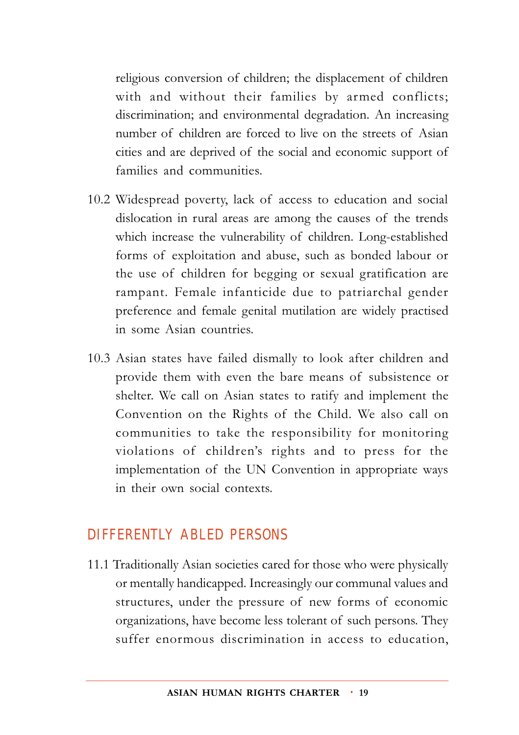religious conversion of children; the displacement of children with and without their families by armed conflicts; discrimination; and environmental degradation. An increasing number of children are forced to live on the streets of Asian cities and are deprived of the social and economic support of families and communities.

10.2 Widespread poverty, lack of access to education and social dislocation in rural areas are among the causes of the trends which increase the vulnerability of children. Long-established forms of exploitation and abuse, such as bonded labour or the use of children for begging or sexual gratification are rampant. Female infanticide due to patriarchal gender preference and female genital mutilation are widely practised in some Asian countries.

10.3 Asian states have failed dismally to look after children and provide them with even the bare means of subsistence or shelter. We call on Asian states to ratify and implement the Convention on the Rights of the Child. We also call on communities to take the responsibility for monitoring violations of children's rights and to press for the implementation of the UN Convention in appropriate ways in their own social contexts.

## DIFFERENTLY ABLED PERSONS

11.1 Traditionally Asian societies cared for those who were physically or mentally handicapped. Increasingly our communal values and structures, under the pressure of new forms of economic organizations, have become less tolerant of such persons. They suffer enormous discrimination in access to education,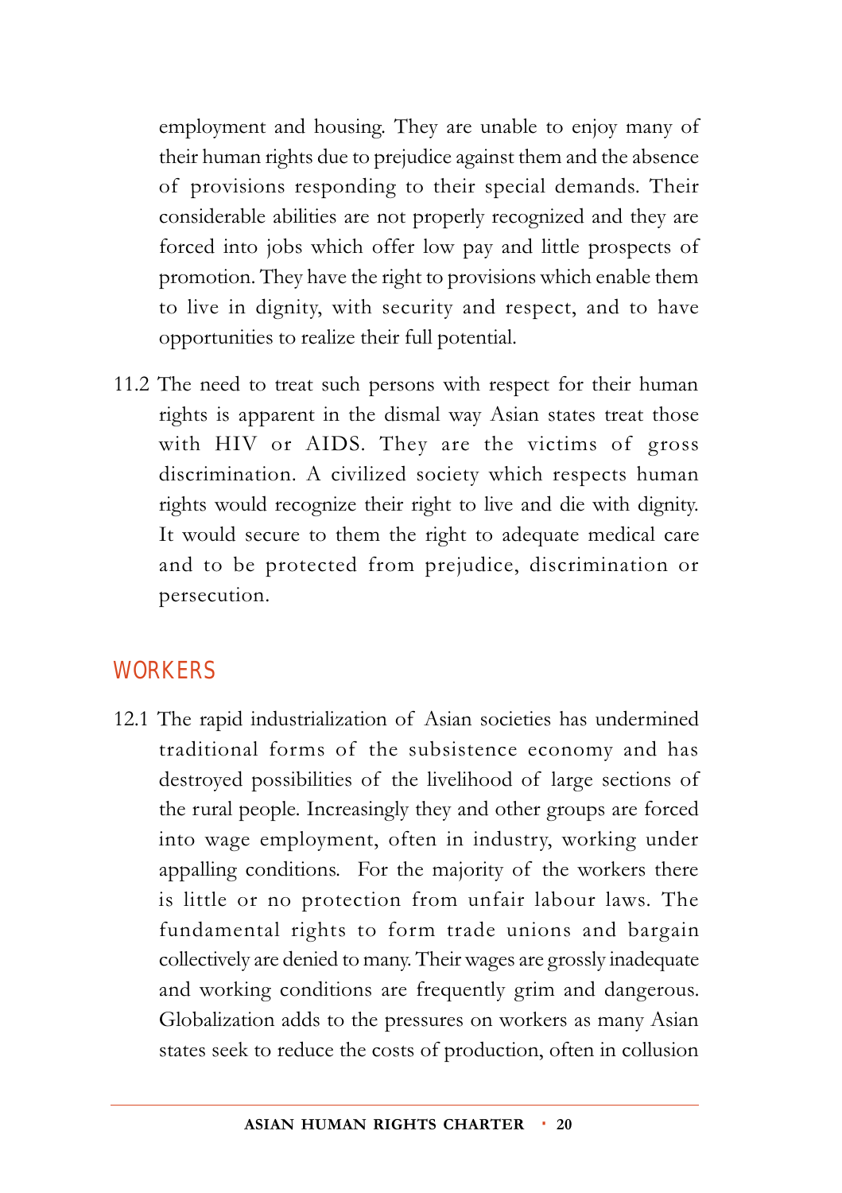employment and housing. They are unable to enjoy many of their human rights due to prejudice against them and the absence of provisions responding to their special demands. Their considerable abilities are not properly recognized and they are forced into jobs which offer low pay and little prospects of promotion. They have the right to provisions which enable them to live in dignity, with security and respect, and to have opportunities to realize their full potential.

11.2 The need to treat such persons with respect for their human rights is apparent in the dismal way Asian states treat those with HIV or AIDS. They are the victims of gross discrimination. A civilized society which respects human rights would recognize their right to live and die with dignity. It would secure to them the right to adequate medical care and to be protected from prejudice, discrimination or persecution.

## WORKERS

12.1 The rapid industrialization of Asian societies has undermined traditional forms of the subsistence economy and has destroyed possibilities of the livelihood of large sections of the rural people. Increasingly they and other groups are forced into wage employment, often in industry, working under appalling conditions. For the majority of the workers there is little or no protection from unfair labour laws. The fundamental rights to form trade unions and bargain collectively are denied to many. Their wages are grossly inadequate and working conditions are frequently grim and dangerous. Globalization adds to the pressures on workers as many Asian states seek to reduce the costs of production, often in collusion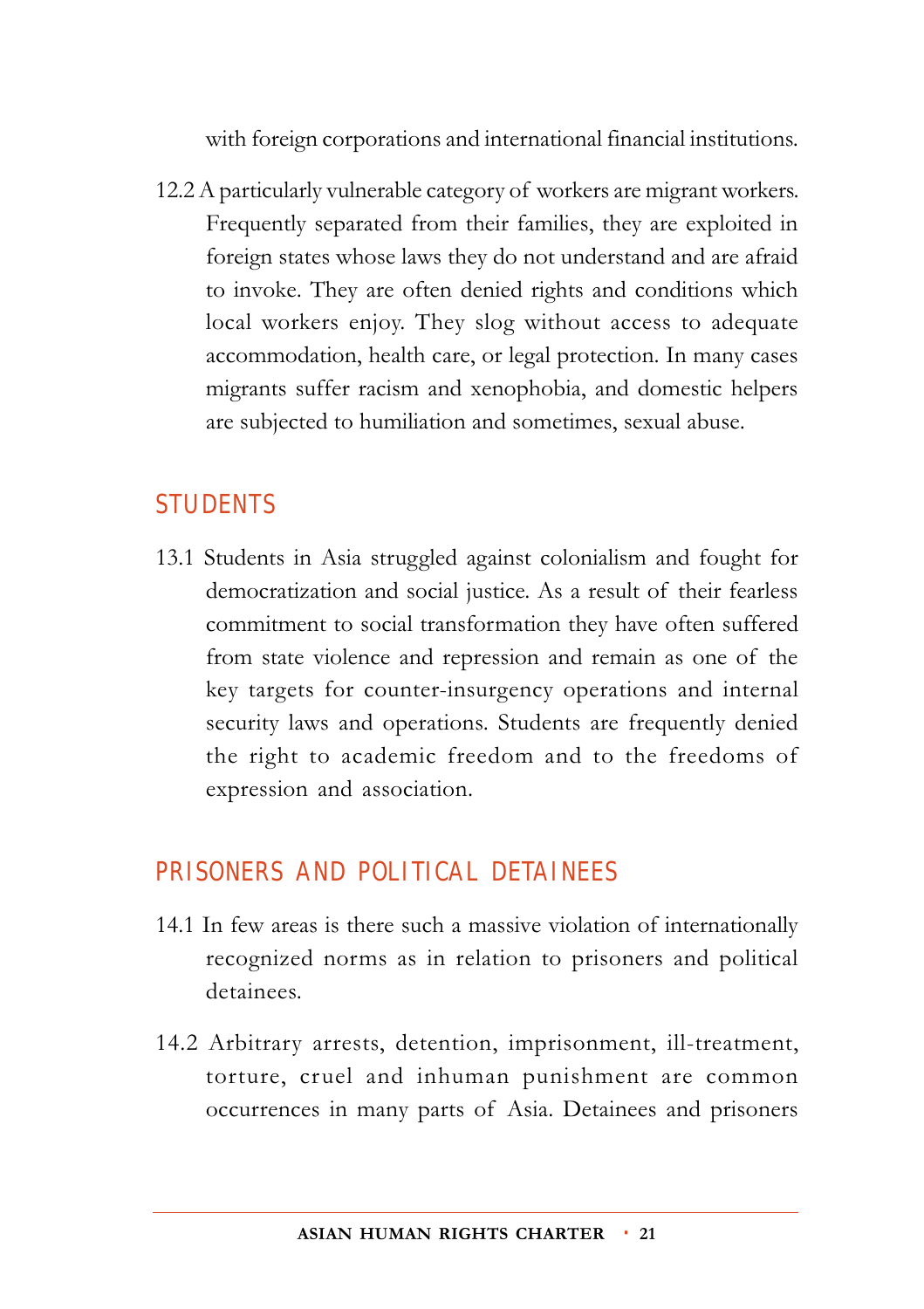with foreign corporations and international financial institutions.

12.2 A particularly vulnerable category of workers are migrant workers. Frequently separated from their families, they are exploited in foreign states whose laws they do not understand and are afraid to invoke. They are often denied rights and conditions which local workers enjoy. They slog without access to adequate accommodation, health care, or legal protection. In many cases migrants suffer racism and xenophobia, and domestic helpers are subjected to humiliation and sometimes, sexual abuse.

## STUDENTS

13.1 Students in Asia struggled against colonialism and fought for democratization and social justice. As a result of their fearless commitment to social transformation they have often suffered from state violence and repression and remain as one of the key targets for counter-insurgency operations and internal security laws and operations. Students are frequently denied the right to academic freedom and to the freedoms of expression and association.

## PRISONERS AND POLITICAL DETAINEES

14.1 In few areas is there such a massive violation of internationally recognized norms as in relation to prisoners and political detainees.

14.2 Arbitrary arrests, detention, imprisonment, ill-treatment, torture, cruel and inhuman punishment are common occurrences in many parts of Asia. Detainees and prisoners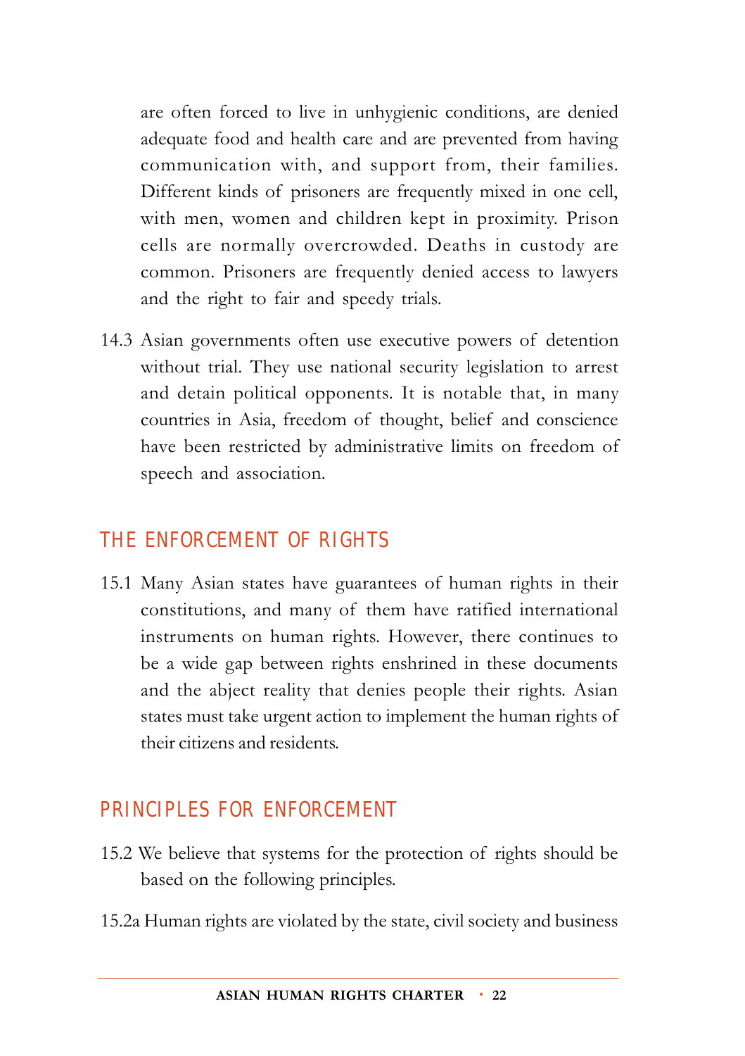are often forced to live in unhygienic conditions, are denied adequate food and health care and are prevented from having communication with, and support from, their families. Different kinds of prisoners are frequently mixed in one cell, with men, women and children kept in proximity. Prison cells are normally overcrowded. Deaths in custody are common. Prisoners are frequently denied access to lawyers and the right to fair and speedy trials.

14.3 Asian governments often use executive powers of detention without trial. They use national security legislation to arrest and detain political opponents. It is notable that, in many countries in Asia, freedom of thought, belief and conscience have been restricted by administrative limits on freedom of speech and association.

## THE ENFORCEMENT OF RIGHTS

15.1 Many Asian states have guarantees of human rights in their constitutions, and many of them have ratified international instruments on human rights. However, there continues to be a wide gap between rights enshrined in these documents and the abject reality that denies people their rights. Asian states must take urgent action to implement the human rights of their citizens and residents.

## PRINCIPLES FOR ENFORCEMENT

15.2 We believe that systems for the protection of rights should be based on the following principles.

15.2a Human rights are violated by the state, civil society and business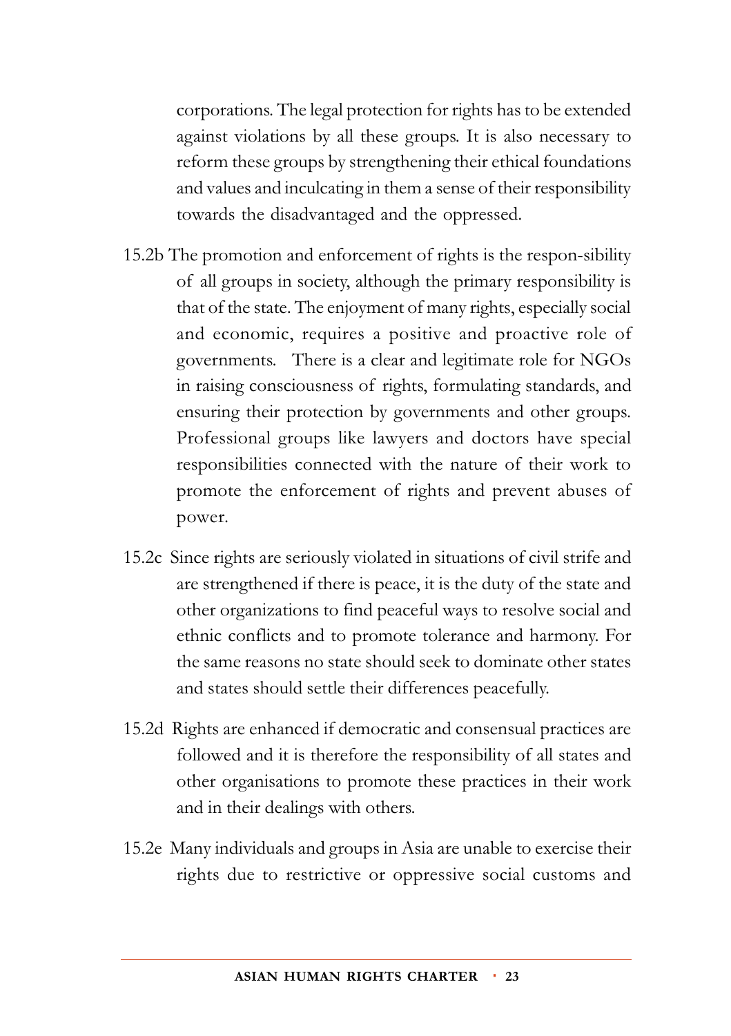corporations. The legal protection for rights has to be extended against violations by all these groups. It is also necessary to reform these groups by strengthening their ethical foundations and values and inculcating in them a sense of their responsibility towards the disadvantaged and the oppressed.

15.2b The promotion and enforcement of rights is the respon-sibility of all groups in society, although the primary responsibility is that of the state. The enjoyment of many rights, especially social and economic, requires a positive and proactive role of governments. There is a clear and legitimate role for NGOs in raising consciousness of rights, formulating standards, and ensuring their protection by governments and other groups. Professional groups like lawyers and doctors have special responsibilities connected with the nature of their work to promote the enforcement of rights and prevent abuses of power.

15.2c Since rights are seriously violated in situations of civil strife and are strengthened if there is peace, it is the duty of the state and other organizations to find peaceful ways to resolve social and ethnic conflicts and to promote tolerance and harmony. For the same reasons no state should seek to dominate other states and states should settle their differences peacefully.

15.2d Rights are enhanced if democratic and consensual practices are followed and it is therefore the responsibility of all states and other organisations to promote these practices in their work and in their dealings with others.

15.2e Many individuals and groups in Asia are unable to exercise their rights due to restrictive or oppressive social customs and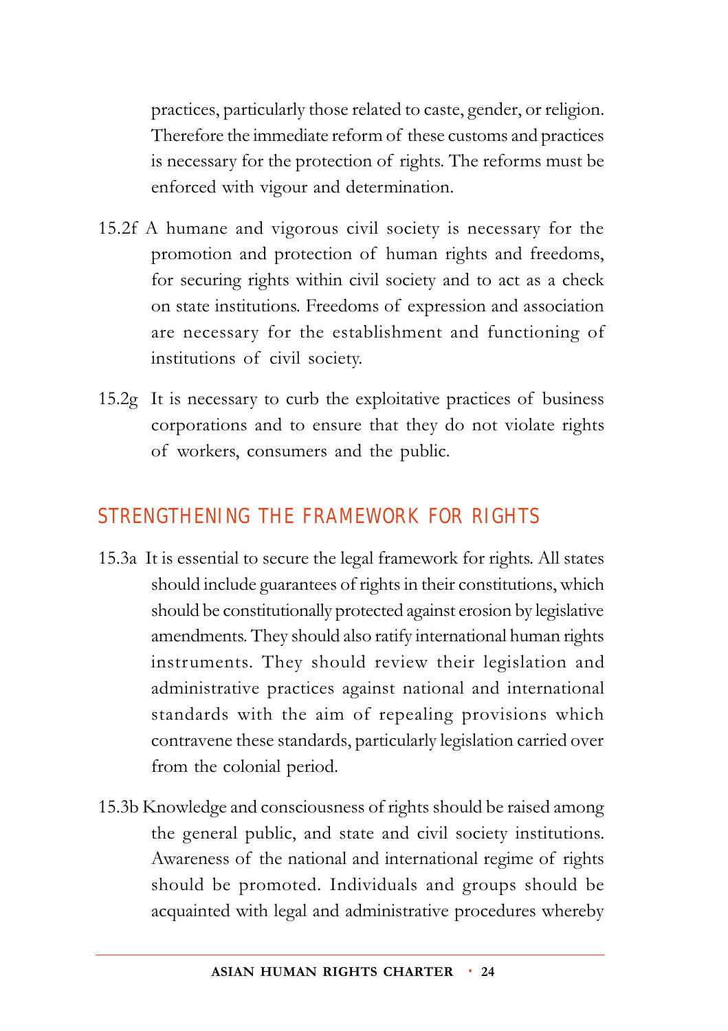practices, particularly those related to caste, gender, or religion. Therefore the immediate reform of these customs and practices is necessary for the protection of rights. The reforms must be enforced with vigour and determination.

15.2f A humane and vigorous civil society is necessary for the promotion and protection of human rights and freedoms, for securing rights within civil society and to act as a check on state institutions. Freedoms of expression and association are necessary for the establishment and functioning of institutions of civil society.

15.2g It is necessary to curb the exploitative practices of business corporations and to ensure that they do not violate rights of workers, consumers and the public.

## STRENGTHENING THE FRAMEWORK FOR RIGHTS

15.3a It is essential to secure the legal framework for rights. All states should include guarantees of rights in their constitutions, which should be constitutionally protected against erosion by legislative amendments. They should also ratify international human rights instruments. They should review their legislation and administrative practices against national and international standards with the aim of repealing provisions which contravene these standards, particularly legislation carried over from the colonial period.

15.3b Knowledge and consciousness of rights should be raised among the general public, and state and civil society institutions. Awareness of the national and international regime of rights should be promoted. Individuals and groups should be acquainted with legal and administrative procedures whereby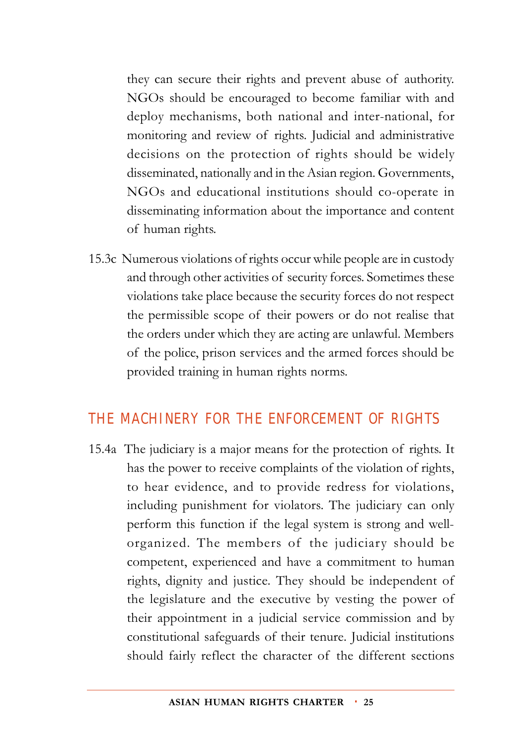they can secure their rights and prevent abuse of authority. NGOs should be encouraged to become familiar with and deploy mechanisms, both national and inter-national, for monitoring and review of rights. Judicial and administrative decisions on the protection of rights should be widely disseminated, nationally and in the Asian region. Governments, NGOs and educational institutions should co-operate in disseminating information about the importance and content of human rights.

15.3c Numerous violations of rights occur while people are in custody and through other activities of security forces. Sometimes these violations take place because the security forces do not respect the permissible scope of their powers or do not realise that the orders under which they are acting are unlawful. Members of the police, prison services and the armed forces should be provided training in human rights norms.

## THE MACHINERY FOR THE ENFORCEMENT OF RIGHTS

15.4a The judiciary is a major means for the protection of rights. It has the power to receive complaints of the violation of rights, to hear evidence, and to provide redress for violations, including punishment for violators. The judiciary can only perform this function if the legal system is strong and well-organized. The members of the judiciary should be competent, experienced and have a commitment to human rights, dignity and justice. They should be independent of the legislature and the executive by vesting the power of their appointment in a judicial service commission and by constitutional safeguards of their tenure. Judicial institutions should fairly reflect the character of the different sections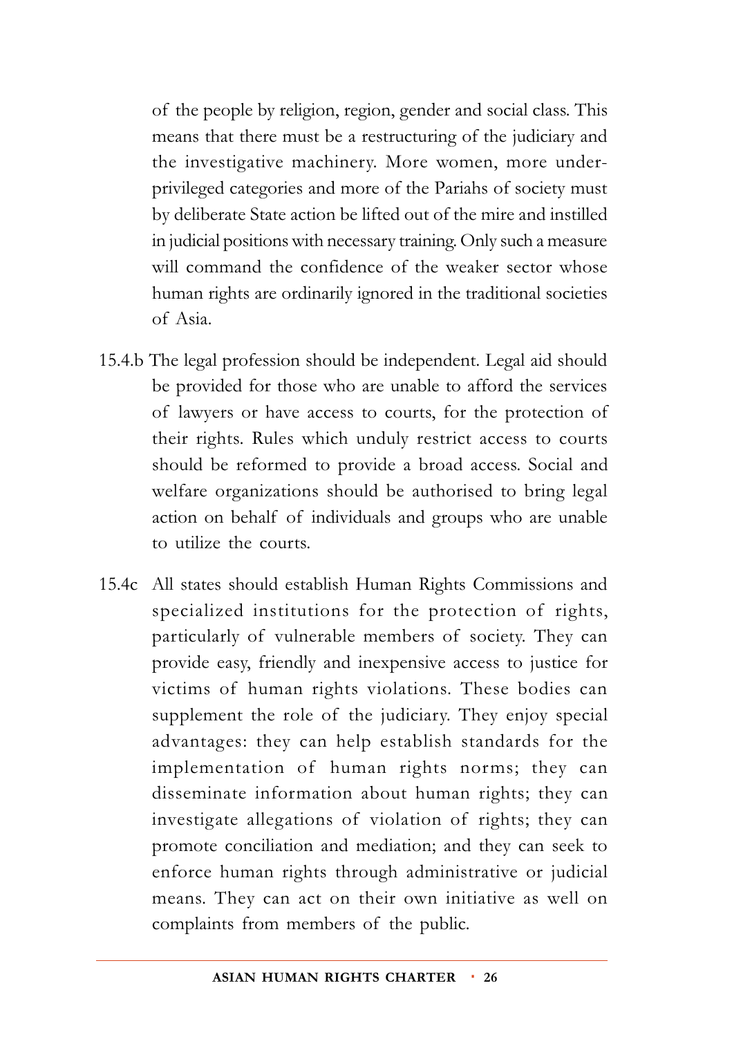of the people by religion, region, gender and social class. This means that there must be a restructuring of the judiciary and the investigative machinery. More women, more under-privileged categories and more of the Pariahs of society must by deliberate State action be lifted out of the mire and instilled in judicial positions with necessary training. Only such a measure will command the confidence of the weaker sector whose human rights are ordinarily ignored in the traditional societies of Asia.

15.4.b The legal profession should be independent. Legal aid should be provided for those who are unable to afford the services of lawyers or have access to courts, for the protection of their rights. Rules which unduly restrict access to courts should be reformed to provide a broad access. Social and welfare organizations should be authorised to bring legal action on behalf of individuals and groups who are unable to utilize the courts.

15.4c All states should establish Human Rights Commissions and specialized institutions for the protection of rights, particularly of vulnerable members of society. They can provide easy, friendly and inexpensive access to justice for victims of human rights violations. These bodies can supplement the role of the judiciary. They enjoy special advantages: they can help establish standards for the implementation of human rights norms; they can disseminate information about human rights; they can investigate allegations of violation of rights; they can promote conciliation and mediation; and they can seek to enforce human rights through administrative or judicial means. They can act on their own initiative as well on complaints from members of the public.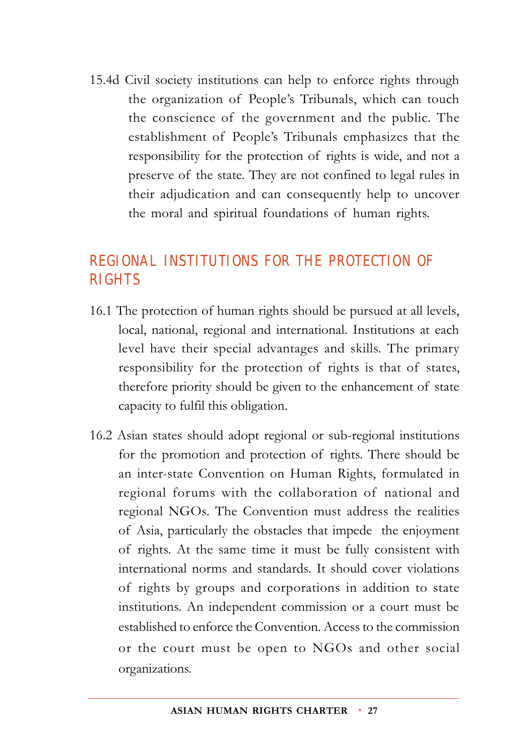15.4d Civil society institutions can help to enforce rights through the organization of People's Tribunals, which can touch the conscience of the government and the public. The establishment of People's Tribunals emphasizes that the responsibility for the protection of rights is wide, and not a preserve of the state. They are not confined to legal rules in their adjudication and can consequently help to uncover the moral and spiritual foundations of human rights.

## REGIONAL INSTITUTIONS FOR THE PROTECTION OF RIGHTS

16.1 The protection of human rights should be pursued at all levels, local, national, regional and international. Institutions at each level have their special advantages and skills. The primary responsibility for the protection of rights is that of states, therefore priority should be given to the enhancement of state capacity to fulfil this obligation.

16.2 Asian states should adopt regional or sub-regional institutions for the promotion and protection of rights. There should be an inter-state Convention on Human Rights, formulated in regional forums with the collaboration of national and regional NGOs. The Convention must address the realities of Asia, particularly the obstacles that impede the enjoyment of rights. At the same time it must be fully consistent with international norms and standards. It should cover violations of rights by groups and corporations in addition to state institutions. An independent commission or a court must be established to enforce the Convention. Access to the commission or the court must be open to NGOs and other social organizations.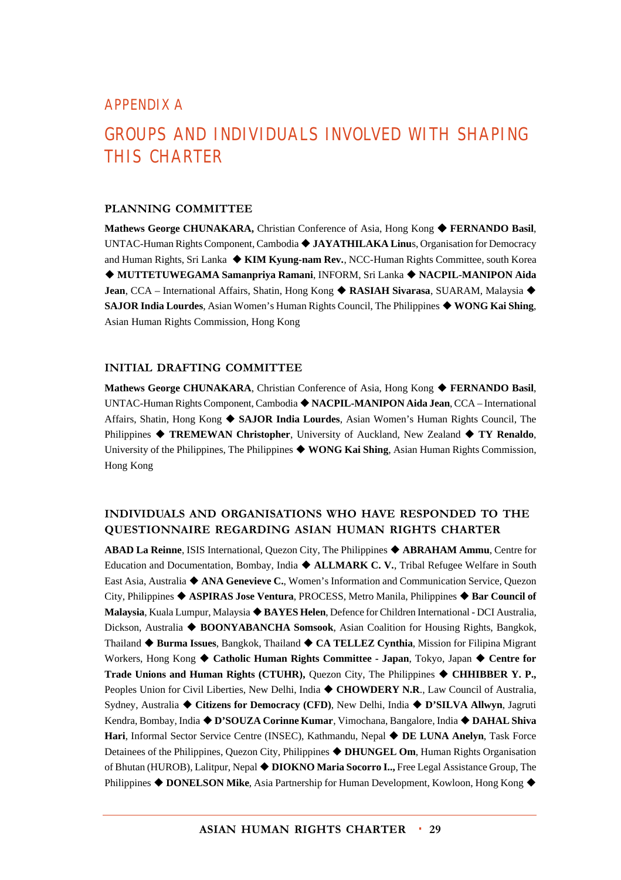# APPENDIX A

# GROUPS AND INDIVIDUALS INVOLVED WITH SHAPING THIS CHARTER

## PLANNING COMMITTEE

**Mathews George CHUNAKARA,** Christian Conference of Asia, Hong Kong ◆ **FERNANDO Basil**, UNTAC-Human Rights Component, Cambodia ◆ **JAYATHILAKA Linu**s, Organisation for Democracy and Human Rights, Sri Lanka ◆ **KIM Kyung-nam Rev.**, NCC-Human Rights Committee, south Korea ◆ **MUTTETUWEGAMA Samanpriya Ramani**, INFORM, Sri Lanka ◆ **NACPIL-MANIPON Aida Jean**, CCA – International Affairs, Shatin, Hong Kong ◆ **RASIAH Sivarasa**, SUARAM, Malaysia ◆ **SAJOR India Lourdes**, Asian Women's Human Rights Council, The Philippines ◆ **WONG Kai Shing**, Asian Human Rights Commission, Hong Kong

## INITIAL DRAFTING COMMITTEE

**Mathews George CHUNAKARA**, Christian Conference of Asia, Hong Kong ◆ **FERNANDO Basil**, UNTAC-Human Rights Component, Cambodia ◆ **NACPIL-MANIPON Aida Jean**, CCA – International Affairs, Shatin, Hong Kong ◆ **SAJOR India Lourdes**, Asian Women's Human Rights Council, The Philippines ◆ **TREMEWAN Christopher**, University of Auckland, New Zealand ◆ **TY Renaldo**, University of the Philippines, The Philippines ◆ **WONG Kai Shing**, Asian Human Rights Commission, Hong Kong

## INDIVIDUALS AND ORGANISATIONS WHO HAVE RESPONDED TO THE QUESTIONNAIRE REGARDING ASIAN HUMAN RIGHTS CHARTER

**ABAD La Reinne**, ISIS International, Quezon City, The Philippines ◆ **ABRAHAM Ammu**, Centre for Education and Documentation, Bombay, India ◆ **ALLMARK C. V.**, Tribal Refugee Welfare in South East Asia, Australia ◆ **ANA Genevieve C.**, Women's Information and Communication Service, Quezon City, Philippines ◆ **ASPIRAS Jose Ventura**, PROCESS, Metro Manila, Philippines ◆ **Bar Council of Malaysia**, Kuala Lumpur, Malaysia ◆ **BAYES Helen**, Defence for Children International - DCI Australia, Dickson, Australia ◆ **BOONYABANCHA Somsook**, Asian Coalition for Housing Rights, Bangkok, Thailand ◆ **Burma Issues**, Bangkok, Thailand ◆ **CA TELLEZ Cynthia**, Mission for Filipina Migrant Workers, Hong Kong ◆ **Catholic Human Rights Committee - Japan**, Tokyo, Japan ◆ **Centre for Trade Unions and Human Rights (CTUHR),** Quezon City, The Philippines ◆ **CHHIBBER Y. P.,** Peoples Union for Civil Liberties, New Delhi, India ◆ **CHOWDERY N.R.**, Law Council of Australia, Sydney, Australia ◆ **Citizens for Democracy (CFD)**, New Delhi, India ◆ **D'SILVA Allwyn**, Jagruti Kendra, Bombay, India ◆ **D'SOUZA Corinne Kumar**, Vimochana, Bangalore, India ◆ **DAHAL Shiva Hari**, Informal Sector Service Centre (INSEC), Kathmandu, Nepal ◆ **DE LUNA Anelyn**, Task Force Detainees of the Philippines, Quezon City, Philippines ◆ **DHUNGEL Om**, Human Rights Organisation of Bhutan (HUROB), Lalitpur, Nepal ◆ **DIOKNO Maria Socorro I.,** Free Legal Assistance Group, The Philippines ◆ **DONELSON Mike**, Asia Partnership for Human Development, Kowloon, Hong Kong ◆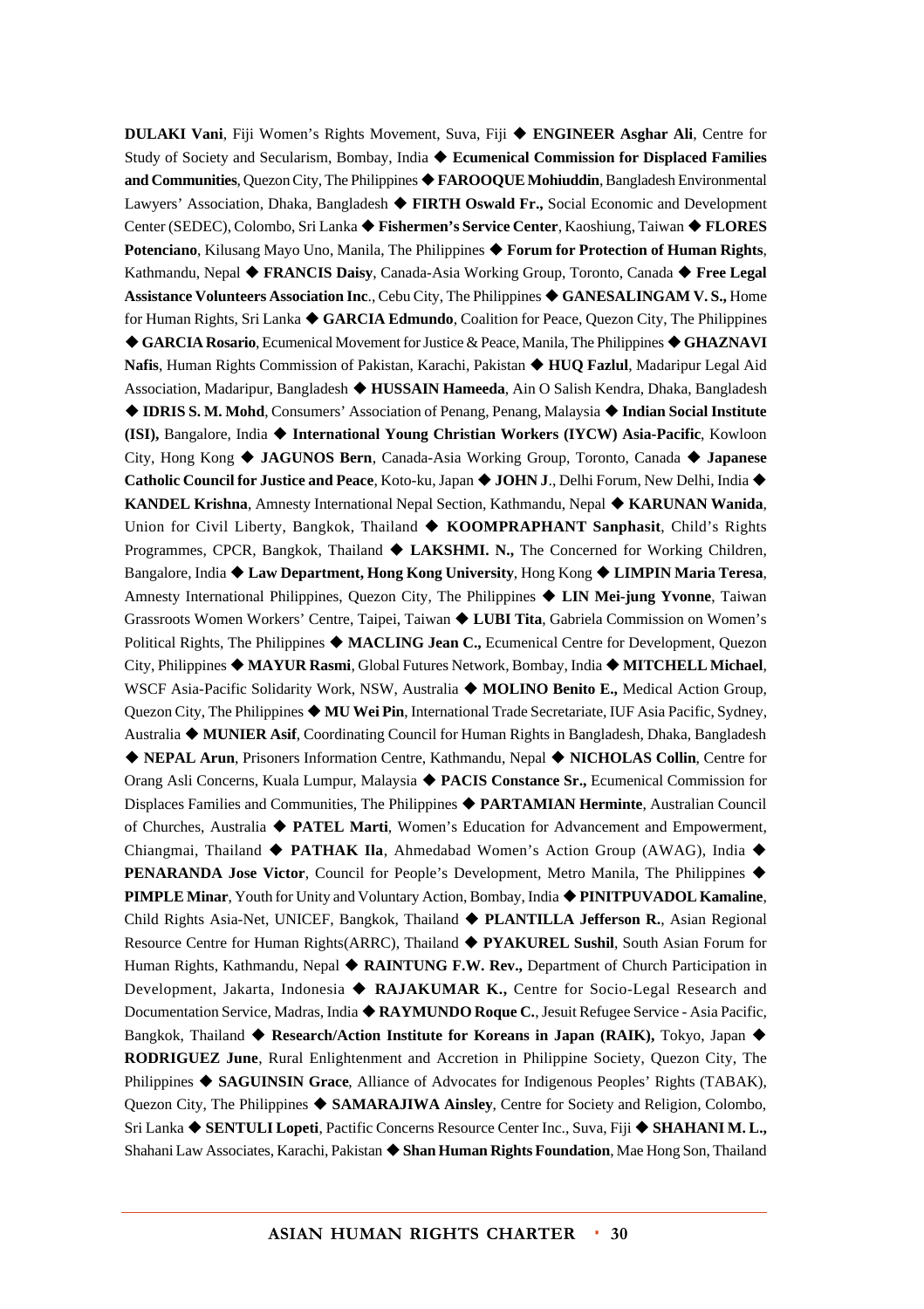**DULAKI Vani**, Fiji Women's Rights Movement, Suva, Fiji ◆ **ENGINEER Asghar Ali**, Centre for Study of Society and Secularism, Bombay, India ◆ **Ecumenical Commission for Displaced Families and Communities**, Quezon City, The Philippines ◆ **FAROOQUE Mohiuddin**, Bangladesh Environmental Lawyers' Association, Dhaka, Bangladesh ◆ **FIRTH Oswald Fr.,** Social Economic and Development Center (SEDEC), Colombo, Sri Lanka ◆ **Fishermen's Service Center**, Kaoshiung, Taiwan ◆ **FLORES Potenciano**, Kilusang Mayo Uno, Manila, The Philippines ◆ **Forum for Protection of Human Rights**, Kathmandu, Nepal ◆ **FRANCIS Daisy**, Canada-Asia Working Group, Toronto, Canada ◆ **Free Legal Assistance Volunteers Association Inc**., Cebu City, The Philippines ◆ **GANESALINGAM V. S.,** Home for Human Rights, Sri Lanka ◆ **GARCIA Edmundo**, Coalition for Peace, Quezon City, The Philippines ◆ **GARCIA Rosario**, Ecumenical Movement for Justice & Peace, Manila, The Philippines ◆ **GHAZNAVI Nafis**, Human Rights Commission of Pakistan, Karachi, Pakistan ◆ **HUQ Fazlul**, Madaripur Legal Aid Association, Madaripur, Bangladesh ◆ **HUSSAIN Hameeda**, Ain O Salish Kendra, Dhaka, Bangladesh ◆ **IDRIS S. M. Mohd**, Consumers' Association of Penang, Penang, Malaysia ◆ **Indian Social Institute (ISI),** Bangalore, India ◆ **International Young Christian Workers (IYCW) Asia-Pacific**, Kowloon City, Hong Kong ◆ **JAGUNOS Bern**, Canada-Asia Working Group, Toronto, Canada ◆ **Japanese Catholic Council for Justice and Peace**, Koto-ku, Japan ◆ **JOHN J**., Delhi Forum, New Delhi, India ◆ **KANDEL Krishna**, Amnesty International Nepal Section, Kathmandu, Nepal ◆ **KARUNAN Wanida**, Union for Civil Liberty, Bangkok, Thailand ◆ **KOOMPRAPHANT Sanphasit**, Child's Rights Programmes, CPCR, Bangkok, Thailand ◆ **LAKSHMI. N.,** The Concerned for Working Children, Bangalore, India ◆ **Law Department, Hong Kong University**, Hong Kong ◆ **LIMPIN Maria Teresa**, Amnesty International Philippines, Quezon City, The Philippines ◆ **LIN Mei-jung Yvonne**, Taiwan Grassroots Women Workers' Centre, Taipei, Taiwan ◆ **LUBI Tita**, Gabriela Commission on Women's Political Rights, The Philippines ◆ **MACLING Jean C.,** Ecumenical Centre for Development, Quezon City, Philippines ◆ **MAYUR Rasmi**, Global Futures Network, Bombay, India ◆ **MITCHELL Michael**, WSCF Asia-Pacific Solidarity Work, NSW, Australia ◆ **MOLINO Benito E.,** Medical Action Group, Quezon City, The Philippines ◆ **MU Wei Pin**, International Trade Secretariate, IUF Asia Pacific, Sydney, Australia ◆ **MUNIER Asif**, Coordinating Council for Human Rights in Bangladesh, Dhaka, Bangladesh ◆ **NEPAL Arun**, Prisoners Information Centre, Kathmandu, Nepal ◆ **NICHOLAS Collin**, Centre for Orang Asli Concerns, Kuala Lumpur, Malaysia ◆ **PACIS Constance Sr.,** Ecumenical Commission for Displaces Families and Communities, The Philippines ◆ **PARTAMIAN Herminte**, Australian Council of Churches, Australia ◆ **PATEL Marti**, Women's Education for Advancement and Empowerment, Chiangmai, Thailand ◆ **PATHAK Ila**, Ahmedabad Women's Action Group (AWAG), India ◆ **PENARANDA Jose Victor**, Council for People's Development, Metro Manila, The Philippines ◆ **PIMPLE Minar**, Youth for Unity and Voluntary Action, Bombay, India ◆ **PINITPUVADOL Kamaline**, Child Rights Asia-Net, UNICEF, Bangkok, Thailand ◆ **PLANTILLA Jefferson R.**, Asian Regional Resource Centre for Human Rights(ARRC), Thailand ◆ **PYAKUREL Sushil**, South Asian Forum for Human Rights, Kathmandu, Nepal ◆ **RAINTUNG F.W. Rev.,** Department of Church Participation in Development, Jakarta, Indonesia ◆ **RAJAKUMAR K.,** Centre for Socio-Legal Research and Documentation Service, Madras, India ◆ **RAYMUNDO Roque C.**, Jesuit Refugee Service - Asia Pacific, Bangkok, Thailand ◆ **Research/Action Institute for Koreans in Japan (RAIK),** Tokyo, Japan ◆ **RODRIGUEZ June**, Rural Enlightenment and Accretion in Philippine Society, Quezon City, The Philippines ◆ **SAGUINSIN Grace**, Alliance of Advocates for Indigenous Peoples' Rights (TABAK), Quezon City, The Philippines ◆ **SAMARAJIWA Ainsley**, Centre for Society and Religion, Colombo, Sri Lanka ◆ **SENTULI Lopeti**, Pactific Concerns Resource Center Inc., Suva, Fiji ◆ **SHAHANI M. L.,** Shahani Law Associates, Karachi, Pakistan ◆ **Shan Human Rights Foundation**, Mae Hong Son, Thailand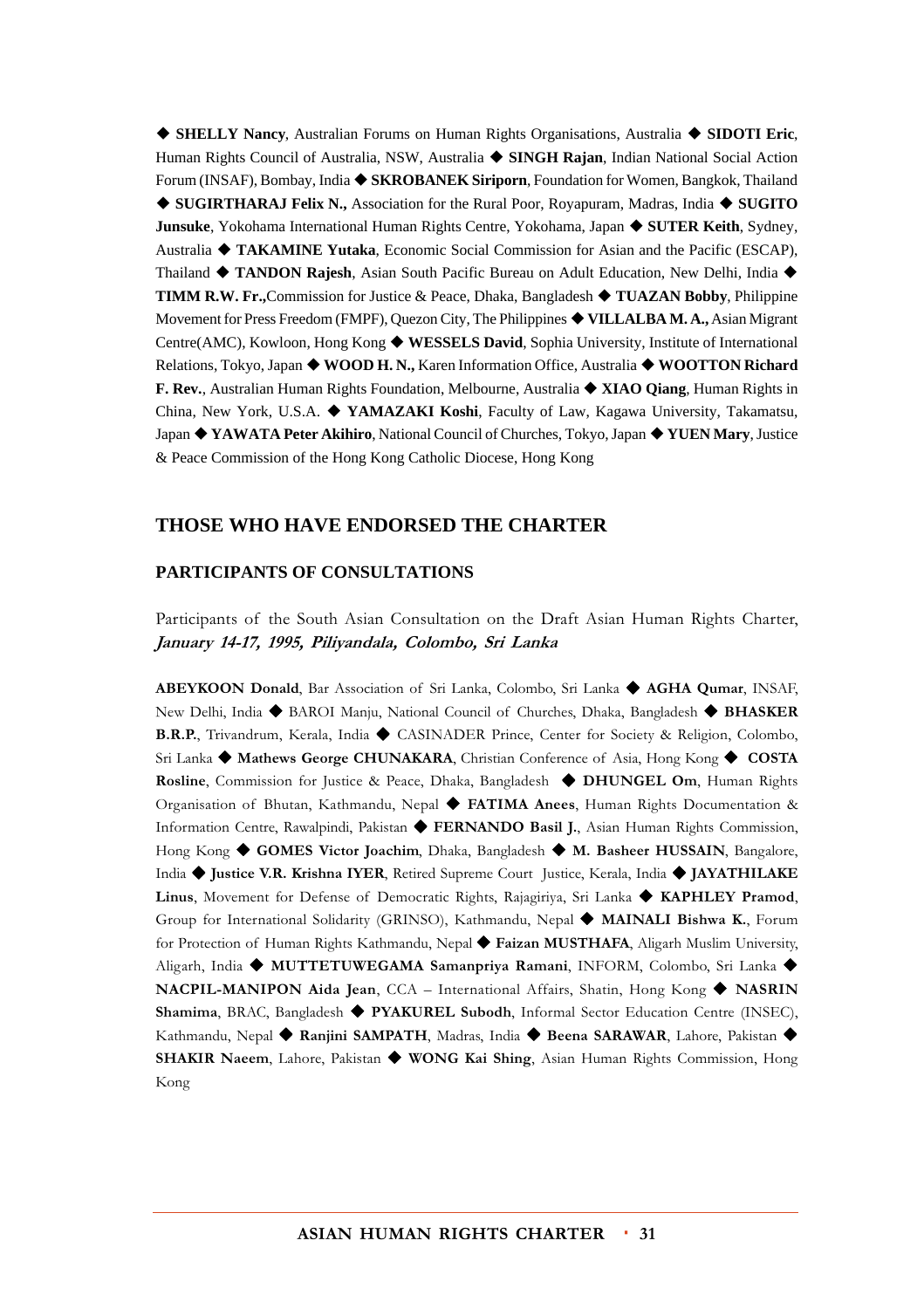◆ **SHELLY Nancy**, Australian Forums on Human Rights Organisations, Australia ◆ **SIDOTI Eric**, Human Rights Council of Australia, NSW, Australia ◆ **SINGH Rajan**, Indian National Social Action Forum (INSAF), Bombay, India ◆ **SKROBANEK Siriporn**, Foundation for Women, Bangkok, Thailand ◆ **SUGIRTHARAJ Felix N.,** Association for the Rural Poor, Royapuram, Madras, India ◆ **SUGITO Junsuke**, Yokohama International Human Rights Centre, Yokohama, Japan ◆ **SUTER Keith**, Sydney, Australia ◆ **TAKAMINE Yutaka**, Economic Social Commission for Asian and the Pacific (ESCAP), Thailand ◆ **TANDON Rajesh**, Asian South Pacific Bureau on Adult Education, New Delhi, India ◆ **TIMM R.W. Fr.,**Commission for Justice & Peace, Dhaka, Bangladesh ◆ **TUAZAN Bobby**, Philippine Movement for Press Freedom (FMPF), Quezon City, The Philippines ◆ **VILLALBA M. A.,** Asian Migrant Centre(AMC), Kowloon, Hong Kong ◆ **WESSELS David**, Sophia University, Institute of International Relations, Tokyo, Japan ◆ **WOOD H. N.,** Karen Information Office, Australia ◆ **WOOTTON Richard F. Rev.**, Australian Human Rights Foundation, Melbourne, Australia ◆ **XIAO Qiang**, Human Rights in China, New York, U.S.A. ◆ **YAMAZAKI Koshi**, Faculty of Law, Kagawa University, Takamatsu, Japan ◆ **YAWATA Peter Akihiro**, National Council of Churches, Tokyo, Japan ◆ **YUEN Mary**, Justice & Peace Commission of the Hong Kong Catholic Diocese, Hong Kong

## THOSE WHO HAVE ENDORSED THE CHARTER

### PARTICIPANTS OF CONSULTATIONS

Participants of the South Asian Consultation on the Draft Asian Human Rights Charter, ***January 14-17, 1995, Piliyandala, Colombo, Sri Lanka***

**ABEYKOON Donald**, Bar Association of Sri Lanka, Colombo, Sri Lanka ◆ **AGHA Qumar**, INSAF, New Delhi, India ◆ BAROI Manju, National Council of Churches, Dhaka, Bangladesh ◆ **BHASKER B.R.P.**, Trivandrum, Kerala, India ◆ CASINADER Prince, Center for Society & Religion, Colombo, Sri Lanka ◆ **Mathews George CHUNAKARA**, Christian Conference of Asia, Hong Kong ◆ **COSTA Rosline**, Commission for Justice & Peace, Dhaka, Bangladesh ◆ **DHUNGEL Om**, Human Rights Organisation of Bhutan, Kathmandu, Nepal ◆ **FATIMA Anees**, Human Rights Documentation & Information Centre, Rawalpindi, Pakistan ◆ **FERNANDO Basil J.**, Asian Human Rights Commission, Hong Kong ◆ **GOMES Victor Joachim**, Dhaka, Bangladesh ◆ **M. Basheer HUSSAIN**, Bangalore, India ◆ **Justice V.R. Krishna IYER**, Retired Supreme Court Justice, Kerala, India ◆ **JAYATHILAKE Linus**, Movement for Defense of Democratic Rights, Rajagiriya, Sri Lanka ◆ **KAPHLEY Pramod**, Group for International Solidarity (GRINSO), Kathmandu, Nepal ◆ **MAINALI Bishwa K.**, Forum for Protection of Human Rights Kathmandu, Nepal ◆ **Faizan MUSTHAFA**, Aligarh Muslim University, Aligarh, India ◆ **MUTTETUWEGAMA Samanpriya Ramani**, INFORM, Colombo, Sri Lanka ◆ **NACPIL-MANIPON Aida Jean**, CCA – International Affairs, Shatin, Hong Kong ◆ **NASRIN Shamima**, BRAC, Bangladesh ◆ **PYAKUREL Subodh**, Informal Sector Education Centre (INSEC), Kathmandu, Nepal ◆ **Ranjini SAMPATH**, Madras, India ◆ **Beena SARAWAR**, Lahore, Pakistan ◆ **SHAKIR Naeem**, Lahore, Pakistan ◆ **WONG Kai Shing**, Asian Human Rights Commission, Hong Kong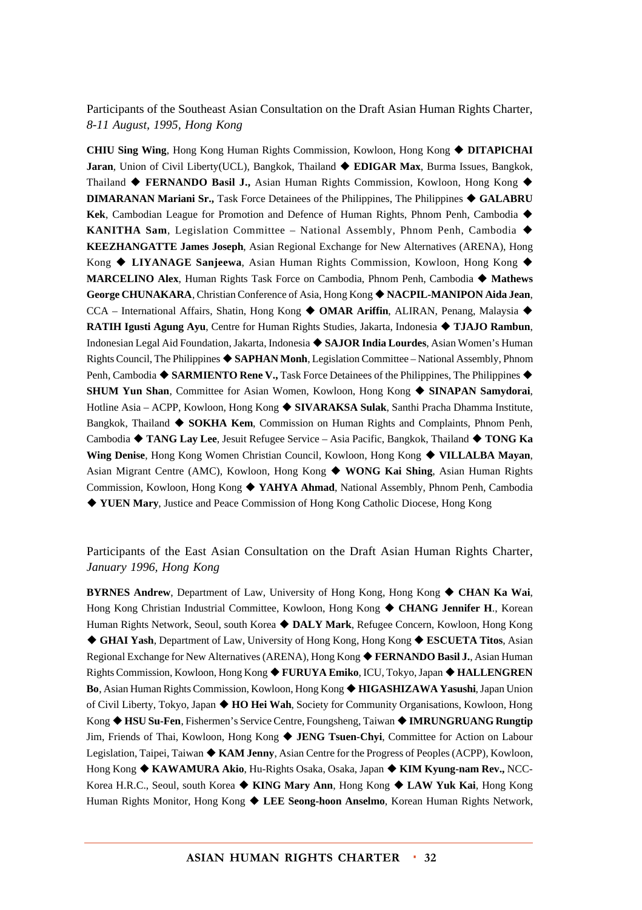Participants of the Southeast Asian Consultation on the Draft Asian Human Rights Charter, *8-11 August, 1995, Hong Kong*

**CHIU Sing Wing**, Hong Kong Human Rights Commission, Kowloon, Hong Kong ◆ **DITAPICHAI Jaran**, Union of Civil Liberty(UCL), Bangkok, Thailand ◆ **EDIGAR Max**, Burma Issues, Bangkok, Thailand ◆ **FERNANDO Basil J.,** Asian Human Rights Commission, Kowloon, Hong Kong ◆ **DIMARANAN Mariani Sr.,** Task Force Detainees of the Philippines, The Philippines ◆ **GALABRU Kek**, Cambodian League for Promotion and Defence of Human Rights, Phnom Penh, Cambodia ◆ **KANITHA Sam**, Legislation Committee – National Assembly, Phnom Penh, Cambodia ◆ **KEEZHANGATTE James Joseph**, Asian Regional Exchange for New Alternatives (ARENA), Hong Kong ◆ **LIYANAGE Sanjeewa**, Asian Human Rights Commission, Kowloon, Hong Kong ◆ **MARCELINO Alex**, Human Rights Task Force on Cambodia, Phnom Penh, Cambodia ◆ **Mathews George CHUNAKARA**, Christian Conference of Asia, Hong Kong ◆ **NACPIL-MANIPON Aida Jean**, CCA – International Affairs, Shatin, Hong Kong ◆ **OMAR Ariffin**, ALIRAN, Penang, Malaysia ◆ **RATIH Igusti Agung Ayu**, Centre for Human Rights Studies, Jakarta, Indonesia ◆ **TJAJO Rambun**, Indonesian Legal Aid Foundation, Jakarta, Indonesia ◆ **SAJOR India Lourdes**, Asian Women's Human Rights Council, The Philippines ◆ **SAPHAN Monh**, Legislation Committee – National Assembly, Phnom Penh, Cambodia ◆ **SARMIENTO Rene V.,** Task Force Detainees of the Philippines, The Philippines ◆ **SHUM Yun Shan**, Committee for Asian Women, Kowloon, Hong Kong ◆ **SINAPAN Samydorai**, Hotline Asia – ACPP, Kowloon, Hong Kong ◆ **SIVARAKSA Sulak**, Santhi Pracha Dhamma Institute, Bangkok, Thailand ◆ **SOKHA Kem**, Commission on Human Rights and Complaints, Phnom Penh, Cambodia ◆ **TANG Lay Lee**, Jesuit Refugee Service – Asia Pacific, Bangkok, Thailand ◆ **TONG Ka Wing Denise**, Hong Kong Women Christian Council, Kowloon, Hong Kong ◆ **VILLALBA Mayan**, Asian Migrant Centre (AMC), Kowloon, Hong Kong ◆ **WONG Kai Shing**, Asian Human Rights Commission, Kowloon, Hong Kong ◆ **YAHYA Ahmad**, National Assembly, Phnom Penh, Cambodia ◆ **YUEN Mary**, Justice and Peace Commission of Hong Kong Catholic Diocese, Hong Kong

Participants of the East Asian Consultation on the Draft Asian Human Rights Charter, *January 1996, Hong Kong*

**BYRNES Andrew**, Department of Law, University of Hong Kong, Hong Kong ◆ **CHAN Ka Wai**, Hong Kong Christian Industrial Committee, Kowloon, Hong Kong ◆ **CHANG Jennifer H**., Korean Human Rights Network, Seoul, south Korea ◆ **DALY Mark**, Refugee Concern, Kowloon, Hong Kong ◆ **GHAI Yash**, Department of Law, University of Hong Kong, Hong Kong ◆ **ESCUETA Titos**, Asian Regional Exchange for New Alternatives (ARENA), Hong Kong ◆ **FERNANDO Basil J.**, Asian Human Rights Commission, Kowloon, Hong Kong ◆ **FURUYA Emiko**, ICU, Tokyo, Japan ◆ **HALLENGREN Bo**, Asian Human Rights Commission, Kowloon, Hong Kong ◆ **HIGASHIZAWA Yasushi**, Japan Union of Civil Liberty, Tokyo, Japan ◆ **HO Hei Wah**, Society for Community Organisations, Kowloon, Hong Kong ◆ **HSU Su-Fen**, Fishermen's Service Centre, Foungsheng, Taiwan ◆ **IMRUNGRUANG Rungtip** Jim, Friends of Thai, Kowloon, Hong Kong ◆ **JENG Tsuen-Chyi**, Committee for Action on Labour Legislation, Taipei, Taiwan ◆ **KAM Jenny**, Asian Centre for the Progress of Peoples (ACPP), Kowloon, Hong Kong ◆ **KAWAMURA Akio**, Hu-Rights Osaka, Osaka, Japan ◆ **KIM Kyung-nam Rev.,** NCC-Korea H.R.C., Seoul, south Korea ◆ **KING Mary Ann**, Hong Kong ◆ **LAW Yuk Kai**, Hong Kong Human Rights Monitor, Hong Kong ◆ **LEE Seong-hoon Anselmo**, Korean Human Rights Network,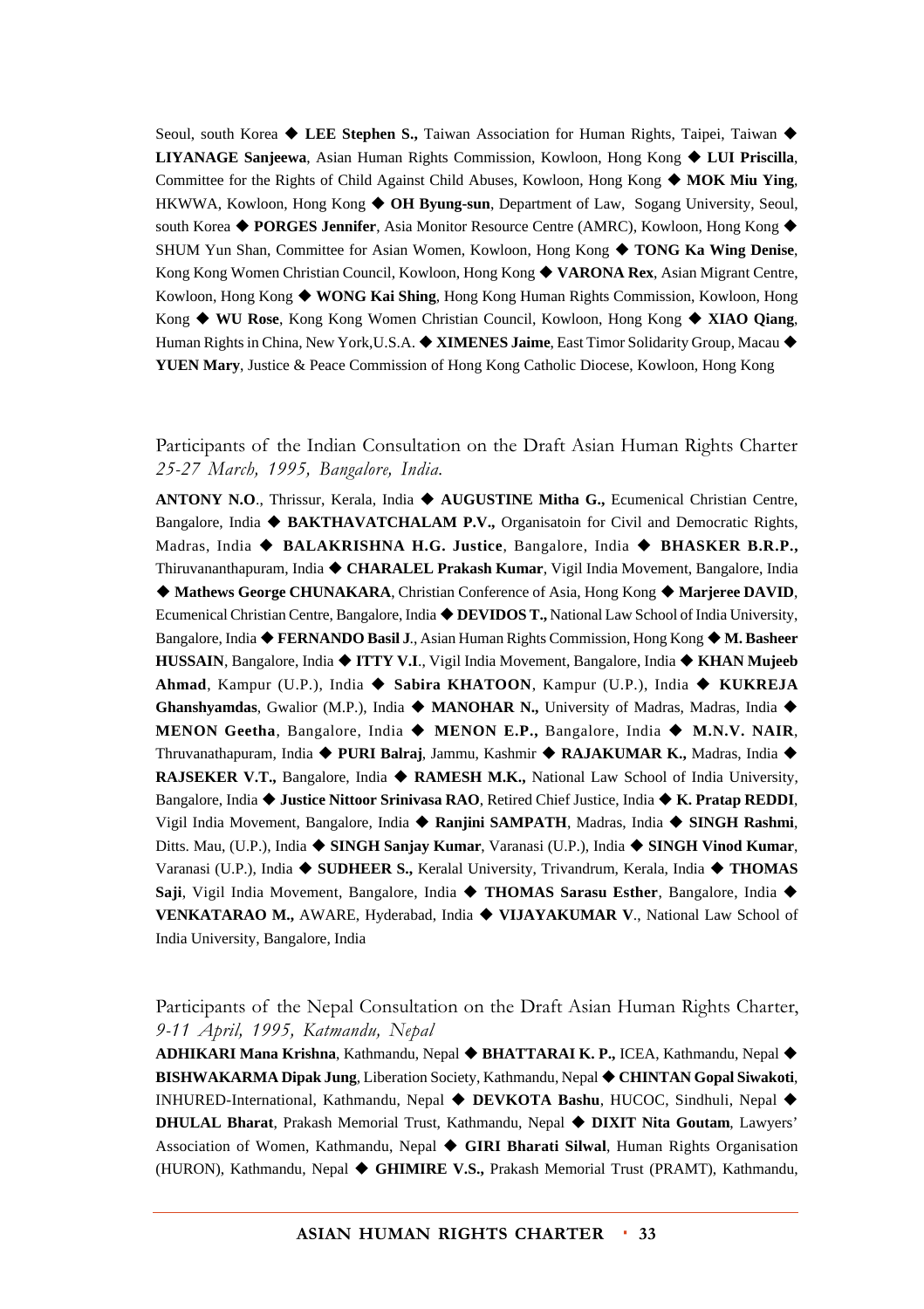Seoul, south Korea ◆ **LEE Stephen S.,** Taiwan Association for Human Rights, Taipei, Taiwan ◆ **LIYANAGE Sanjeewa**, Asian Human Rights Commission, Kowloon, Hong Kong ◆ **LUI Priscilla**, Committee for the Rights of Child Against Child Abuses, Kowloon, Hong Kong ◆ **MOK Miu Ying**, HKWWA, Kowloon, Hong Kong ◆ **OH Byung-sun**, Department of Law, Sogang University, Seoul, south Korea ◆ **PORGES Jennifer**, Asia Monitor Resource Centre (AMRC), Kowloon, Hong Kong ◆ SHUM Yun Shan, Committee for Asian Women, Kowloon, Hong Kong ◆ **TONG Ka Wing Denise**, Kong Kong Women Christian Council, Kowloon, Hong Kong ◆ **VARONA Rex**, Asian Migrant Centre, Kowloon, Hong Kong ◆ **WONG Kai Shing**, Hong Kong Human Rights Commission, Kowloon, Hong Kong ◆ **WU Rose**, Kong Kong Women Christian Council, Kowloon, Hong Kong ◆ **XIAO Qiang**, Human Rights in China, New York,U.S.A. ◆ **XIMENES Jaime**, East Timor Solidarity Group, Macau ◆ **YUEN Mary**, Justice & Peace Commission of Hong Kong Catholic Diocese, Kowloon, Hong Kong

## Participants of the Indian Consultation on the Draft Asian Human Rights Charter
*25-27 March, 1995, Bangalore, India.*

**ANTONY N.O**., Thrissur, Kerala, India ◆ **AUGUSTINE Mitha G.,** Ecumenical Christian Centre, Bangalore, India ◆ **BAKTHAVATCHALAM P.V.,** Organisatoin for Civil and Democratic Rights, Madras, India ◆ **BALAKRISHNA H.G. Justice**, Bangalore, India ◆ **BHASKER B.R.P.,** Thiruvananthapuram, India ◆ **CHARALEL Prakash Kumar**, Vigil India Movement, Bangalore, India ◆ **Mathews George CHUNAKARA**, Christian Conference of Asia, Hong Kong ◆ **Marjeree DAVID**, Ecumenical Christian Centre, Bangalore, India ◆ **DEVIDOS T.,** National Law School of India University, Bangalore, India ◆ **FERNANDO Basil J**., Asian Human Rights Commission, Hong Kong ◆ **M. Basheer HUSSAIN**, Bangalore, India ◆ **ITTY V.I**., Vigil India Movement, Bangalore, India ◆ **KHAN Mujeeb Ahmad**, Kampur (U.P.), India ◆ **Sabira KHATOON**, Kampur (U.P.), India ◆ **KUKREJA Ghanshyamdas**, Gwalior (M.P.), India ◆ **MANOHAR N.,** University of Madras, Madras, India ◆ **MENON Geetha**, Bangalore, India ◆ **MENON E.P.,** Bangalore, India ◆ **M.N.V. NAIR**, Thruvanathapuram, India ◆ **PURI Balraj**, Jammu, Kashmir ◆ **RAJAKUMAR K.,** Madras, India ◆ **RAJSEKER V.T.,** Bangalore, India ◆ **RAMESH M.K.,** National Law School of India University, Bangalore, India ◆ **Justice Nittoor Srinivasa RAO**, Retired Chief Justice, India ◆ **K. Pratap REDDI**, Vigil India Movement, Bangalore, India ◆ **Ranjini SAMPATH**, Madras, India ◆ **SINGH Rashmi**, Ditts. Mau, (U.P.), India ◆ **SINGH Sanjay Kumar**, Varanasi (U.P.), India ◆ **SINGH Vinod Kumar**, Varanasi (U.P.), India ◆ **SUDHEER S.,** Keralal University, Trivandrum, Kerala, India ◆ **THOMAS Saji**, Vigil India Movement, Bangalore, India ◆ **THOMAS Sarasu Esther**, Bangalore, India ◆ **VENKATARAO M.,** AWARE, Hyderabad, India ◆ **VIJAYAKUMAR V**., National Law School of India University, Bangalore, India

## Participants of the Nepal Consultation on the Draft Asian Human Rights Charter,
*9-11 April, 1995, Katmandu, Nepal*

**ADHIKARI Mana Krishna**, Kathmandu, Nepal ◆ **BHATTARAI K. P.,** ICEA, Kathmandu, Nepal ◆ **BISHWAKARMA Dipak Jung**, Liberation Society, Kathmandu, Nepal ◆ **CHINTAN Gopal Siwakoti**, INHURED-International, Kathmandu, Nepal ◆ **DEVKOTA Bashu**, HUCOC, Sindhuli, Nepal ◆ **DHULAL Bharat**, Prakash Memorial Trust, Kathmandu, Nepal ◆ **DIXIT Nita Goutam**, Lawyers' Association of Women, Kathmandu, Nepal ◆ **GIRI Bharati Silwal**, Human Rights Organisation (HURON), Kathmandu, Nepal ◆ **GHIMIRE V.S.,** Prakash Memorial Trust (PRAMT), Kathmandu,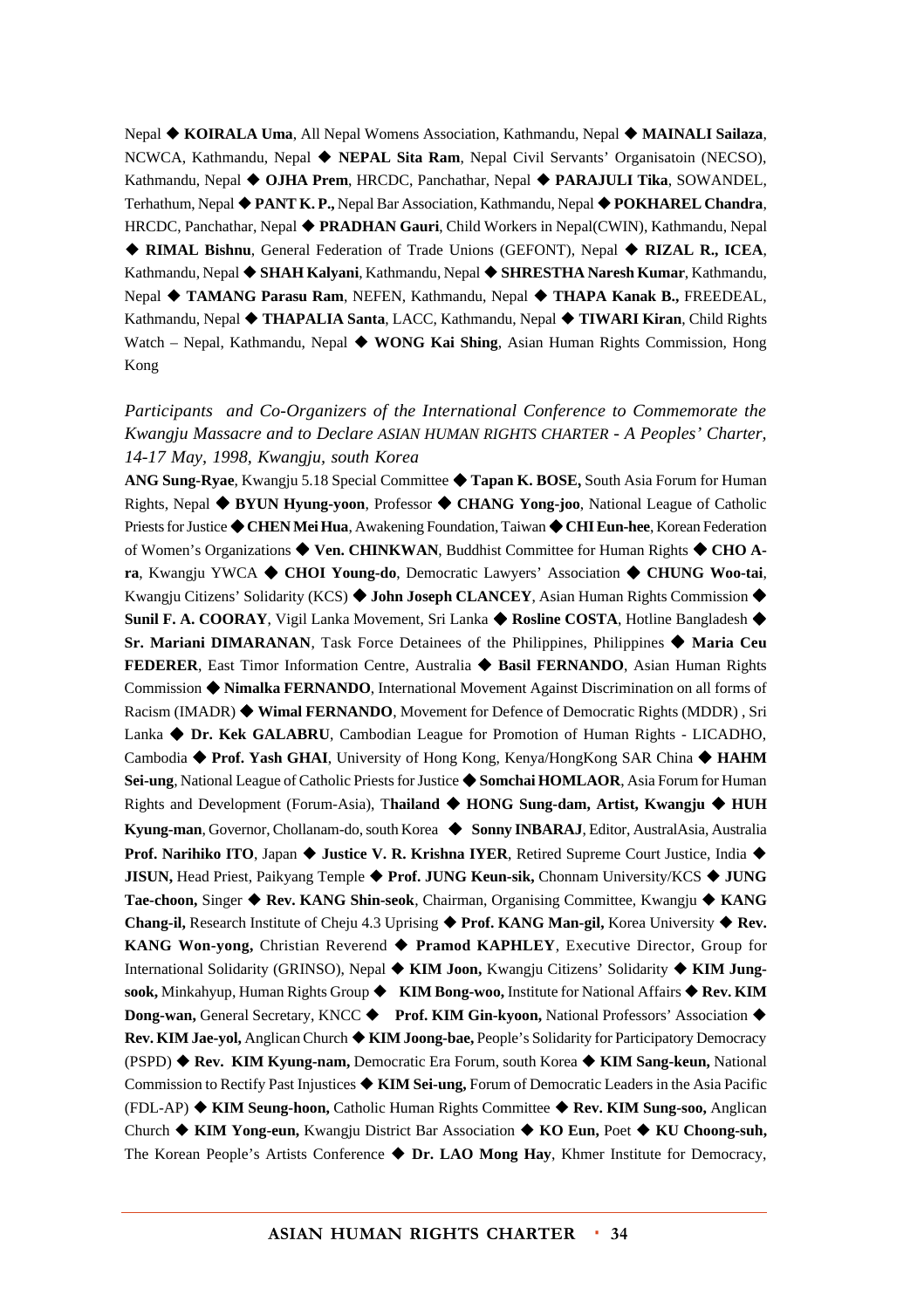Nepal ◆ **KOIRALA Uma**, All Nepal Womens Association, Kathmandu, Nepal ◆ **MAINALI Sailaza**, NCWCA, Kathmandu, Nepal ◆ **NEPAL Sita Ram**, Nepal Civil Servants' Organisatoin (NECSO), Kathmandu, Nepal ◆ **OJHA Prem**, HRCDC, Panchathar, Nepal ◆ **PARAJULI Tika**, SOWANDEL, Terhathum, Nepal ◆ **PANT K. P.,** Nepal Bar Association, Kathmandu, Nepal ◆ **POKHAREL Chandra**, HRCDC, Panchathar, Nepal ◆ **PRADHAN Gauri**, Child Workers in Nepal(CWIN), Kathmandu, Nepal ◆ **RIMAL Bishnu**, General Federation of Trade Unions (GEFONT), Nepal ◆ **RIZAL R., ICEA**, Kathmandu, Nepal ◆ **SHAH Kalyani**, Kathmandu, Nepal ◆ **SHRESTHA Naresh Kumar**, Kathmandu, Nepal ◆ **TAMANG Parasu Ram**, NEFEN, Kathmandu, Nepal ◆ **THAPA Kanak B.,** FREEDEAL, Kathmandu, Nepal ◆ **THAPALIA Santa**, LACC, Kathmandu, Nepal ◆ **TIWARI Kiran**, Child Rights Watch – Nepal, Kathmandu, Nepal ◆ **WONG Kai Shing**, Asian Human Rights Commission, Hong Kong

*Participants and Co-Organizers of the International Conference to Commemorate the Kwangju Massacre and to Declare ASIAN HUMAN RIGHTS CHARTER - A Peoples' Charter, 14-17 May, 1998, Kwangju, south Korea*

**ANG Sung-Ryae**, Kwangju 5.18 Special Committee ◆ **Tapan K. BOSE,** South Asia Forum for Human Rights, Nepal ◆ **BYUN Hyung-yoon**, Professor ◆ **CHANG Yong-joo**, National League of Catholic Priests for Justice ◆ **CHEN Mei Hua**, Awakening Foundation, Taiwan ◆ **CHI Eun-hee**, Korean Federation of Women's Organizations ◆ **Ven. CHINKWAN**, Buddhist Committee for Human Rights ◆ **CHO A-ra**, Kwangju YWCA ◆ **CHOI Young-do**, Democratic Lawyers' Association ◆ **CHUNG Woo-tai**, Kwangju Citizens' Solidarity (KCS) ◆ **John Joseph CLANCEY**, Asian Human Rights Commission ◆ **Sunil F. A. COORAY**, Vigil Lanka Movement, Sri Lanka ◆ **Rosline COSTA**, Hotline Bangladesh ◆ **Sr. Mariani DIMARANAN**, Task Force Detainees of the Philippines, Philippines ◆ **Maria Ceu FEDERER**, East Timor Information Centre, Australia ◆ **Basil FERNANDO**, Asian Human Rights Commission ◆ **Nimalka FERNANDO**, International Movement Against Discrimination on all forms of Racism (IMADR) ◆ **Wimal FERNANDO**, Movement for Defence of Democratic Rights (MDDR) , Sri Lanka ◆ **Dr. Kek GALABRU**, Cambodian League for Promotion of Human Rights - LICADHO, Cambodia ◆ **Prof. Yash GHAI**, University of Hong Kong, Kenya/HongKong SAR China ◆ **HAHM Sei-ung**, National League of Catholic Priests for Justice ◆ **Somchai HOMLAOR**, Asia Forum for Human Rights and Development (Forum-Asia), T**hailand** ◆ **HONG Sung-dam, Artist, Kwangju** ◆ **HUH Kyung-man**, Governor, Chollanam-do, south Korea ◆ **Sonny INBARAJ**, Editor, AustralAsia, Australia **Prof. Narihiko ITO**, Japan ◆ **Justice V. R. Krishna IYER**, Retired Supreme Court Justice, India ◆ **JISUN,** Head Priest, Paikyang Temple ◆ **Prof. JUNG Keun-sik,** Chonnam University/KCS ◆ **JUNG Tae-choon,** Singer ◆ **Rev. KANG Shin-seok**, Chairman, Organising Committee, Kwangju ◆ **KANG Chang-il,** Research Institute of Cheju 4.3 Uprising ◆ **Prof. KANG Man-gil,** Korea University ◆ **Rev. KANG Won-yong,** Christian Reverend ◆ **Pramod KAPHLEY**, Executive Director, Group for International Solidarity (GRINSO), Nepal ◆ **KIM Joon,** Kwangju Citizens' Solidarity ◆ **KIM Jung-sook,** Minkahyup, Human Rights Group ◆ **KIM Bong-woo,** Institute for National Affairs ◆ **Rev. KIM Dong-wan,** General Secretary, KNCC ◆ **Prof. KIM Gin-kyoon,** National Professors' Association ◆ **Rev. KIM Jae-yol,** Anglican Church ◆ **KIM Joong-bae,** People's Solidarity for Participatory Democracy (PSPD) ◆ **Rev. KIM Kyung-nam,** Democratic Era Forum, south Korea ◆ **KIM Sang-keun,** National Commission to Rectify Past Injustices ◆ **KIM Sei-ung,** Forum of Democratic Leaders in the Asia Pacific (FDL-AP) ◆ **KIM Seung-hoon,** Catholic Human Rights Committee ◆ **Rev. KIM Sung-soo,** Anglican Church ◆ **KIM Yong-eun,** Kwangju District Bar Association ◆ **KO Eun,** Poet ◆ **KU Choong-suh,** The Korean People's Artists Conference ◆ **Dr. LAO Mong Hay**, Khmer Institute for Democracy,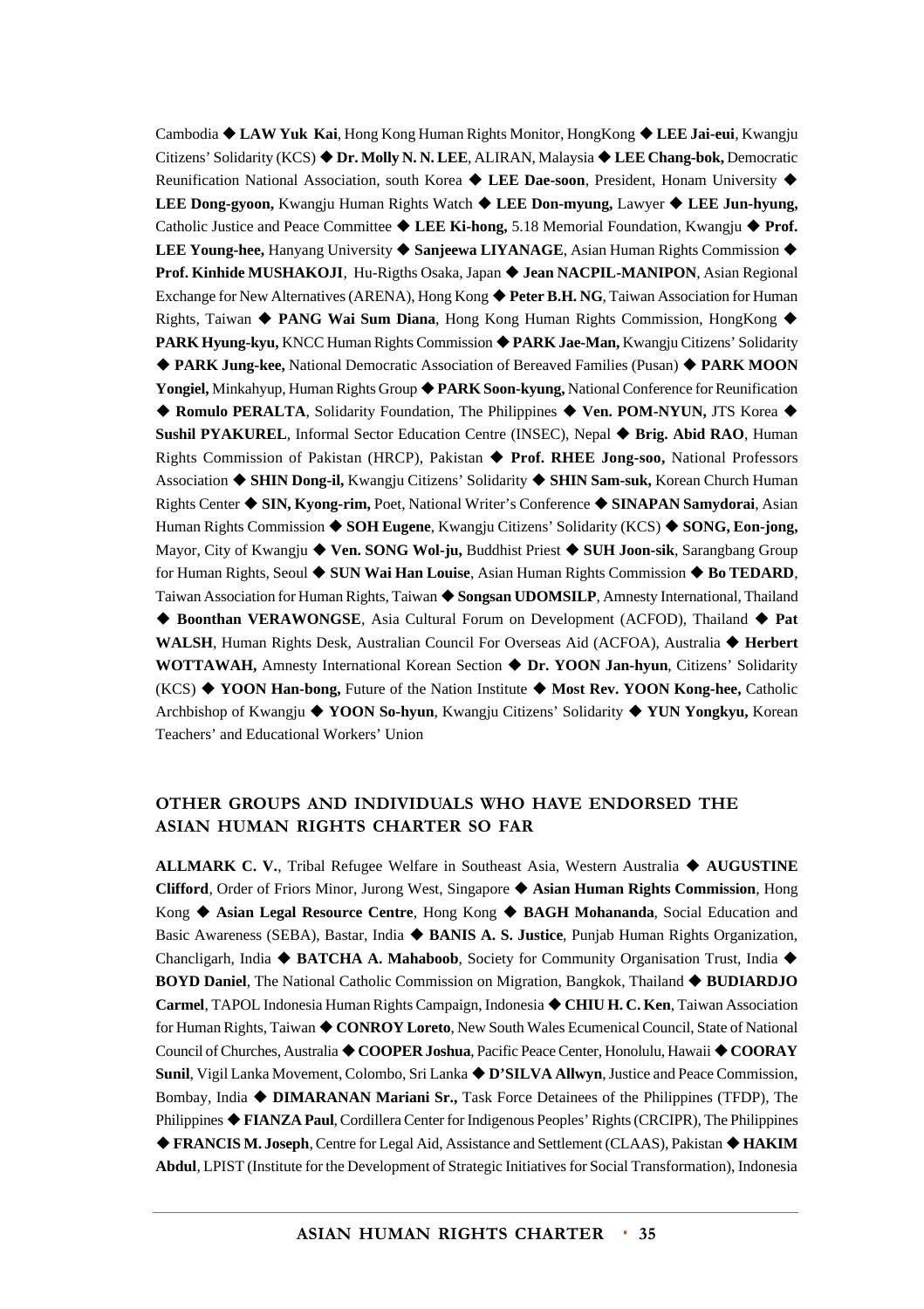Cambodia ◆ **LAW Yuk Kai**, Hong Kong Human Rights Monitor, HongKong ◆ **LEE Jai-eui**, Kwangju Citizens' Solidarity (KCS) ◆ **Dr. Molly N. N. LEE**, ALIRAN, Malaysia ◆ **LEE Chang-bok,** Democratic Reunification National Association, south Korea ◆ **LEE Dae-soon**, President, Honam University ◆ **LEE Dong-gyoon,** Kwangju Human Rights Watch ◆ **LEE Don-myung,** Lawyer ◆ **LEE Jun-hyung,** Catholic Justice and Peace Committee ◆ **LEE Ki-hong,** 5.18 Memorial Foundation, Kwangju ◆ **Prof. LEE Young-hee,** Hanyang University ◆ **Sanjeewa LIYANAGE**, Asian Human Rights Commission ◆ **Prof. Kinhide MUSHAKOJI**, Hu-Rigths Osaka, Japan ◆ **Jean NACPIL-MANIPON**, Asian Regional Exchange for New Alternatives (ARENA), Hong Kong ◆ **Peter B.H. NG**, Taiwan Association for Human Rights, Taiwan ◆ **PANG Wai Sum Diana**, Hong Kong Human Rights Commission, HongKong ◆ **PARK Hyung-kyu,** KNCC Human Rights Commission ◆ **PARK Jae-Man,** Kwangju Citizens' Solidarity ◆ **PARK Jung-kee,** National Democratic Association of Bereaved Families (Pusan) ◆ **PARK MOON Yongiel,** Minkahyup, Human Rights Group ◆ **PARK Soon-kyung,** National Conference for Reunification ◆ **Romulo PERALTA**, Solidarity Foundation, The Philippines ◆ **Ven. POM-NYUN,** JTS Korea ◆ **Sushil PYAKUREL**, Informal Sector Education Centre (INSEC), Nepal ◆ **Brig. Abid RAO**, Human Rights Commission of Pakistan (HRCP), Pakistan ◆ **Prof. RHEE Jong-soo,** National Professors Association ◆ **SHIN Dong-il,** Kwangju Citizens' Solidarity ◆ **SHIN Sam-suk,** Korean Church Human Rights Center ◆ **SIN, Kyong-rim,** Poet, National Writer's Conference ◆ **SINAPAN Samydorai**, Asian Human Rights Commission ◆ **SOH Eugene**, Kwangju Citizens' Solidarity (KCS) ◆ **SONG, Eon-jong,** Mayor, City of Kwangju ◆ **Ven. SONG Wol-ju,** Buddhist Priest ◆ **SUH Joon-sik**, Sarangbang Group for Human Rights, Seoul ◆ **SUN Wai Han Louise**, Asian Human Rights Commission ◆ **Bo TEDARD**, Taiwan Association for Human Rights, Taiwan ◆ **Songsan UDOMSILP**, Amnesty International, Thailand ◆ **Boonthan VERAWONGSE**, Asia Cultural Forum on Development (ACFOD), Thailand ◆ **Pat WALSH**, Human Rights Desk, Australian Council For Overseas Aid (ACFOA), Australia ◆ **Herbert WOTTAWAH,** Amnesty International Korean Section ◆ **Dr. YOON Jan-hyun**, Citizens' Solidarity (KCS) ◆ **YOON Han-bong,** Future of the Nation Institute ◆ **Most Rev. YOON Kong-hee,** Catholic Archbishop of Kwangju ◆ **YOON So-hyun**, Kwangju Citizens' Solidarity ◆ **YUN Yongkyu,** Korean Teachers' and Educational Workers' Union

## OTHER GROUPS AND INDIVIDUALS WHO HAVE ENDORSED THE ASIAN HUMAN RIGHTS CHARTER SO FAR

**ALLMARK C. V.**, Tribal Refugee Welfare in Southeast Asia, Western Australia ◆ **AUGUSTINE Clifford**, Order of Friors Minor, Jurong West, Singapore ◆ **Asian Human Rights Commission**, Hong Kong ◆ **Asian Legal Resource Centre**, Hong Kong ◆ **BAGH Mohananda**, Social Education and Basic Awareness (SEBA), Bastar, India ◆ **BANIS A. S. Justice**, Punjab Human Rights Organization, Chancligarh, India ◆ **BATCHA A. Mahaboob**, Society for Community Organisation Trust, India ◆ **BOYD Daniel**, The National Catholic Commission on Migration, Bangkok, Thailand ◆ **BUDIARDJO Carmel**, TAPOL Indonesia Human Rights Campaign, Indonesia ◆ **CHIU H. C. Ken**, Taiwan Association for Human Rights, Taiwan ◆ **CONROY Loreto**, New South Wales Ecumenical Council, State of National Council of Churches, Australia ◆ **COOPER Joshua**, Pacific Peace Center, Honolulu, Hawaii ◆ **COORAY Sunil**, Vigil Lanka Movement, Colombo, Sri Lanka ◆ **D'SILVA Allwyn**, Justice and Peace Commission, Bombay, India ◆ **DIMARANAN Mariani Sr.,** Task Force Detainees of the Philippines (TFDP), The Philippines ◆ **FIANZA Paul**, Cordillera Center for Indigenous Peoples' Rights (CRCIPR), The Philippines ◆ **FRANCIS M. Joseph**, Centre for Legal Aid, Assistance and Settlement (CLAAS), Pakistan ◆ **HAKIM Abdul**, LPIST (Institute for the Development of Strategic Initiatives for Social Transformation), Indonesia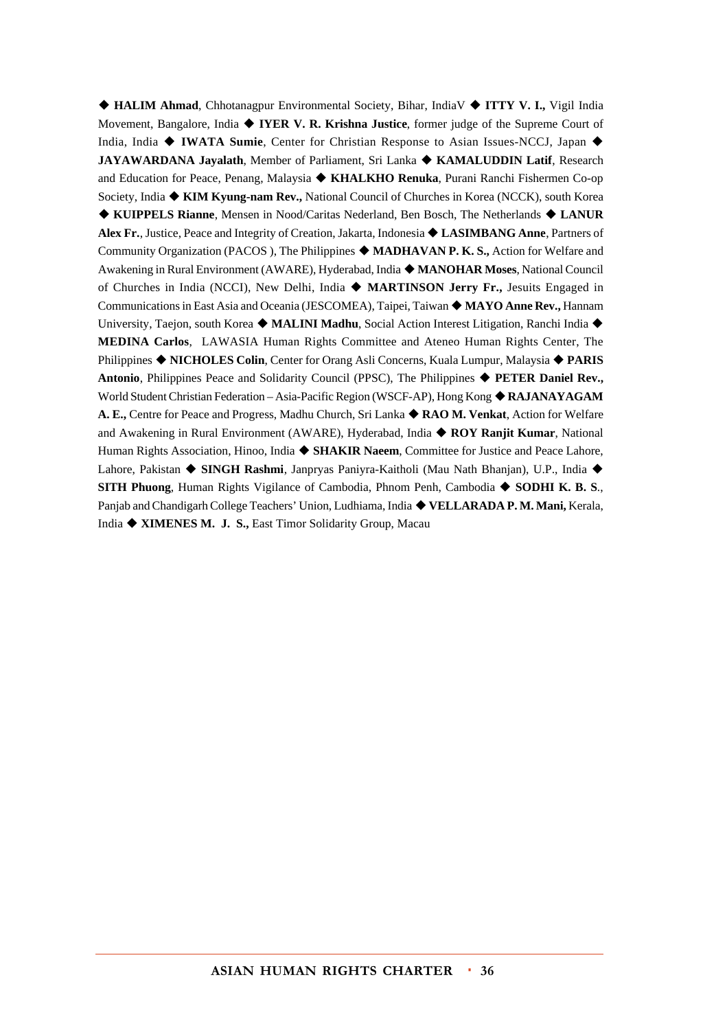◆ **HALIM Ahmad**, Chhotanagpur Environmental Society, Bihar, IndiaV ◆ **ITTY V. I.,** Vigil India Movement, Bangalore, India ◆ **IYER V. R. Krishna Justice**, former judge of the Supreme Court of India, India ◆ **IWATA Sumie**, Center for Christian Response to Asian Issues-NCCJ, Japan ◆ **JAYAWARDANA Jayalath**, Member of Parliament, Sri Lanka ◆ **KAMALUDDIN Latif**, Research and Education for Peace, Penang, Malaysia ◆ **KHALKHO Renuka**, Purani Ranchi Fishermen Co-op Society, India ◆ **KIM Kyung-nam Rev.,** National Council of Churches in Korea (NCCK), south Korea ◆ **KUIPPELS Rianne**, Mensen in Nood/Caritas Nederland, Ben Bosch, The Netherlands ◆ **LANUR Alex Fr.**, Justice, Peace and Integrity of Creation, Jakarta, Indonesia ◆ **LASIMBANG Anne**, Partners of Community Organization (PACOS ), The Philippines ◆ **MADHAVAN P. K. S.,** Action for Welfare and Awakening in Rural Environment (AWARE), Hyderabad, India ◆ **MANOHAR Moses**, National Council of Churches in India (NCCI), New Delhi, India ◆ **MARTINSON Jerry Fr.,** Jesuits Engaged in Communications in East Asia and Oceania (JESCOMEA), Taipei, Taiwan ◆ **MAYO Anne Rev.,** Hannam University, Taejon, south Korea ◆ **MALINI Madhu**, Social Action Interest Litigation, Ranchi India ◆ **MEDINA Carlos**, LAWASIA Human Rights Committee and Ateneo Human Rights Center, The Philippines ◆ **NICHOLES Colin**, Center for Orang Asli Concerns, Kuala Lumpur, Malaysia ◆ **PARIS Antonio**, Philippines Peace and Solidarity Council (PPSC), The Philippines ◆ **PETER Daniel Rev.,** World Student Christian Federation – Asia-Pacific Region (WSCF-AP), Hong Kong ◆ **RAJANAYAGAM A. E.,** Centre for Peace and Progress, Madhu Church, Sri Lanka ◆ **RAO M. Venkat**, Action for Welfare and Awakening in Rural Environment (AWARE), Hyderabad, India ◆ **ROY Ranjit Kumar**, National Human Rights Association, Hinoo, India ◆ **SHAKIR Naeem**, Committee for Justice and Peace Lahore, Lahore, Pakistan ◆ **SINGH Rashmi**, Janpryas Paniyra-Kaitholi (Mau Nath Bhanjan), U.P., India ◆ **SITH Phuong**, Human Rights Vigilance of Cambodia, Phnom Penh, Cambodia ◆ **SODHI K. B. S**., Panjab and Chandigarh College Teachers' Union, Ludhiama, India ◆ **VELLARADA P. M. Mani,** Kerala, India ◆ **XIMENES M. J. S.,** East Timor Solidarity Group, Macau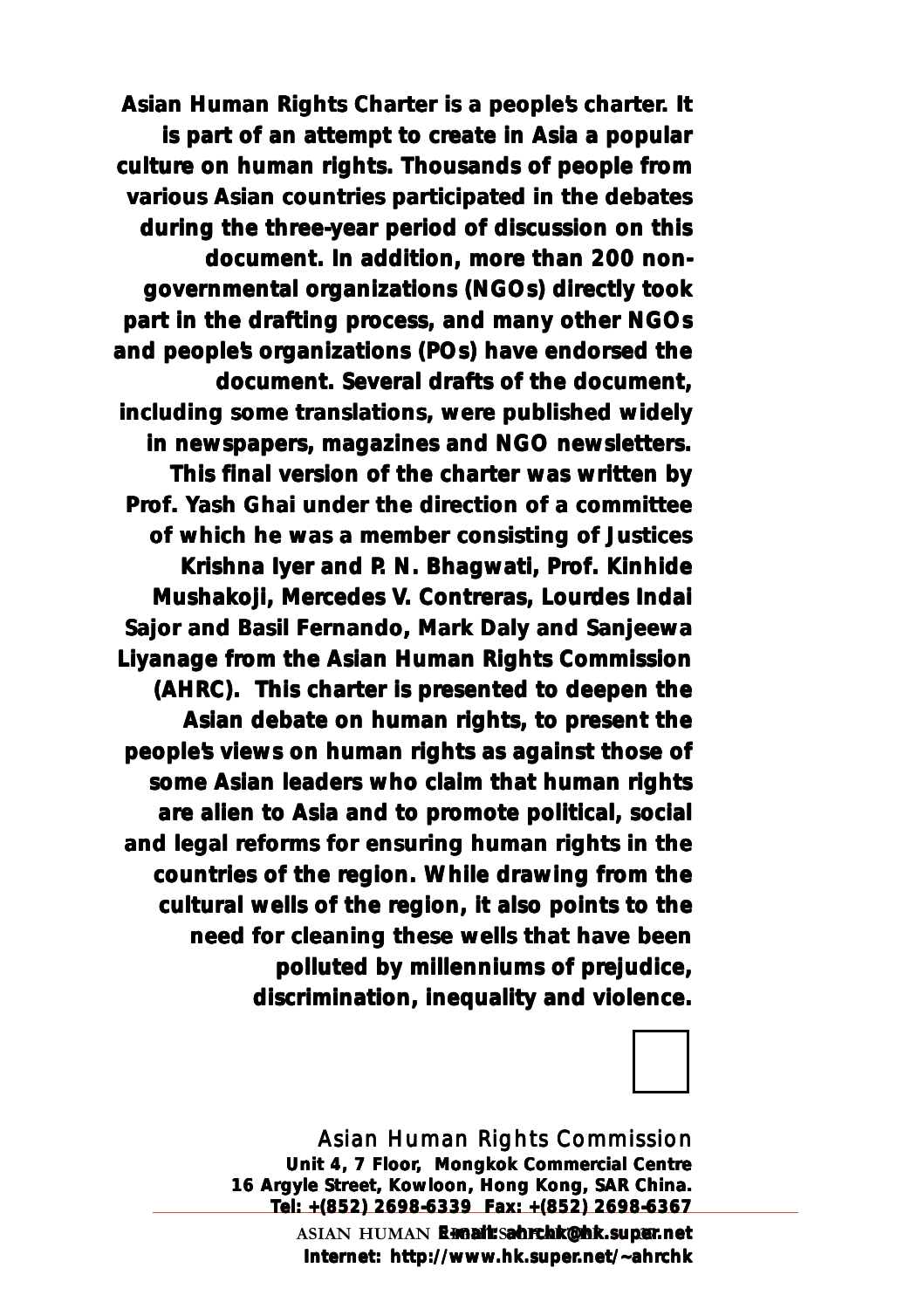**Asian Human Rights Charter is a people's charter. It is part of an attempt to create in Asia a popular culture on human rights. Thousands of people from various Asian countries participated in the debates during the three-year period of discussion on this document. In addition, more than 200 non-governmental organizations (NGOs) directly took part in the drafting process, and many other NGOs and people's organizations (POs) have endorsed the document. Several drafts of the document, including some translations, were published widely in newspapers, magazines and NGO newsletters. This final version of the charter was written by Prof. Yash Ghai under the direction of a committee of which he was a member consisting of Justices Krishna Iyer and P. N. Bhagwati, Prof. Kinhide Mushakoji, Mercedes V. Contreras, Lourdes Indai Sajor and Basil Fernando, Mark Daly and Sanjeewa Liyanage from the Asian Human Rights Commission (AHRC). This charter is presented to deepen the Asian debate on human rights, to present the people's views on human rights as against those of some Asian leaders who claim that human rights are alien to Asia and to promote political, social and legal reforms for ensuring human rights in the countries of the region. While drawing from the cultural wells of the region, it also points to the need for cleaning these wells that have been polluted by millenniums of prejudice, discrimination, inequality and violence.**

Asian Human Rights Commission

**Unit 4, 7 Floor, Mongkok Commercial Centre**
**16 Argyle Street, Kowloon, Hong Kong, SAR China.**
**Tel: +(852) 2698-6339 Fax: +(852) 2698-6367**
**Email: ahrchk@hk.super.net**
**Internet: http://www.hk.super.net/~ahrchk**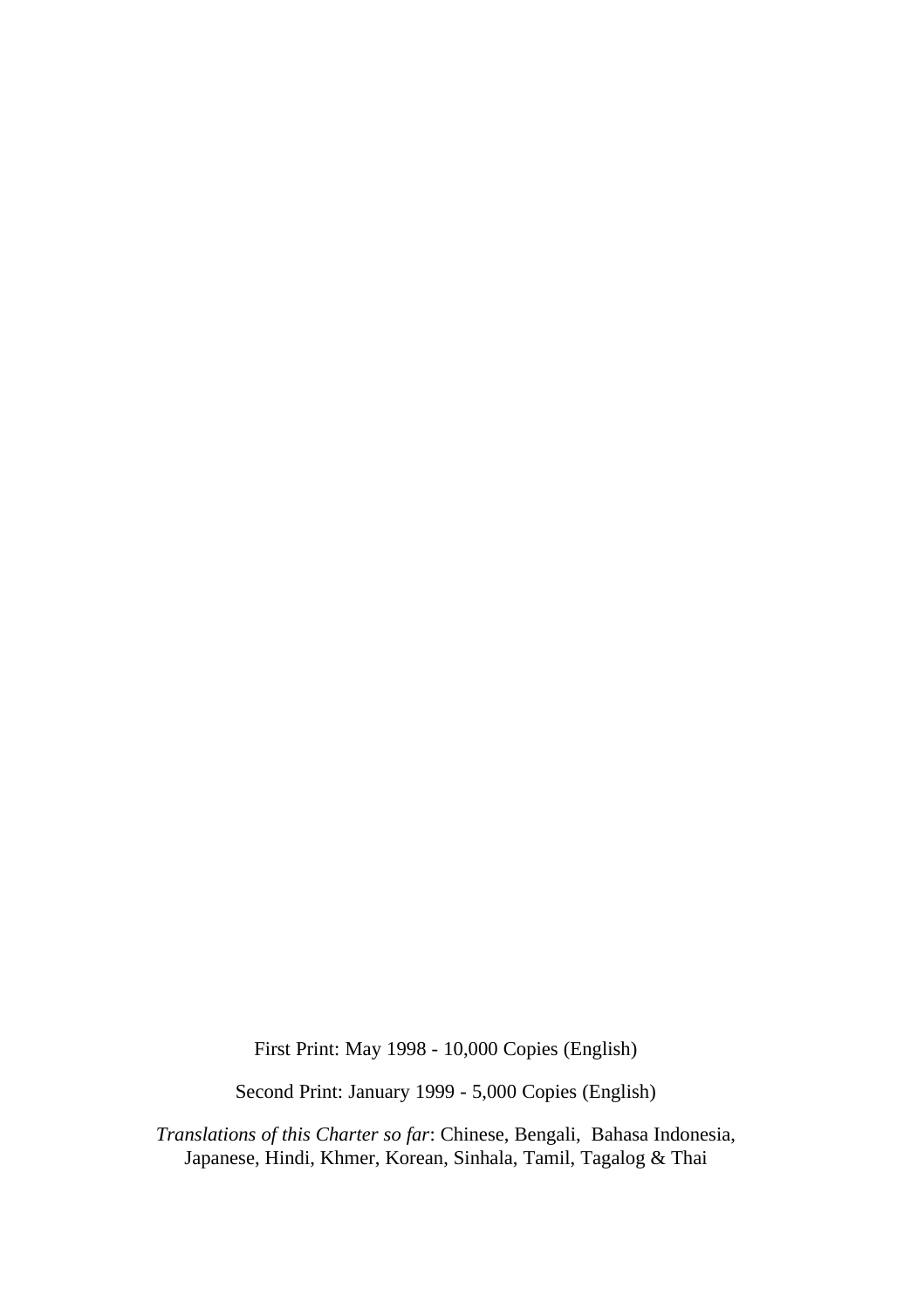First Print: May 1998 - 10,000 Copies (English)

Second Print: January 1999 - 5,000 Copies (English)

*Translations of this Charter so far*: Chinese, Bengali,  Bahasa Indonesia, Japanese, Hindi, Khmer, Korean, Sinhala, Tamil, Tagalog & Thai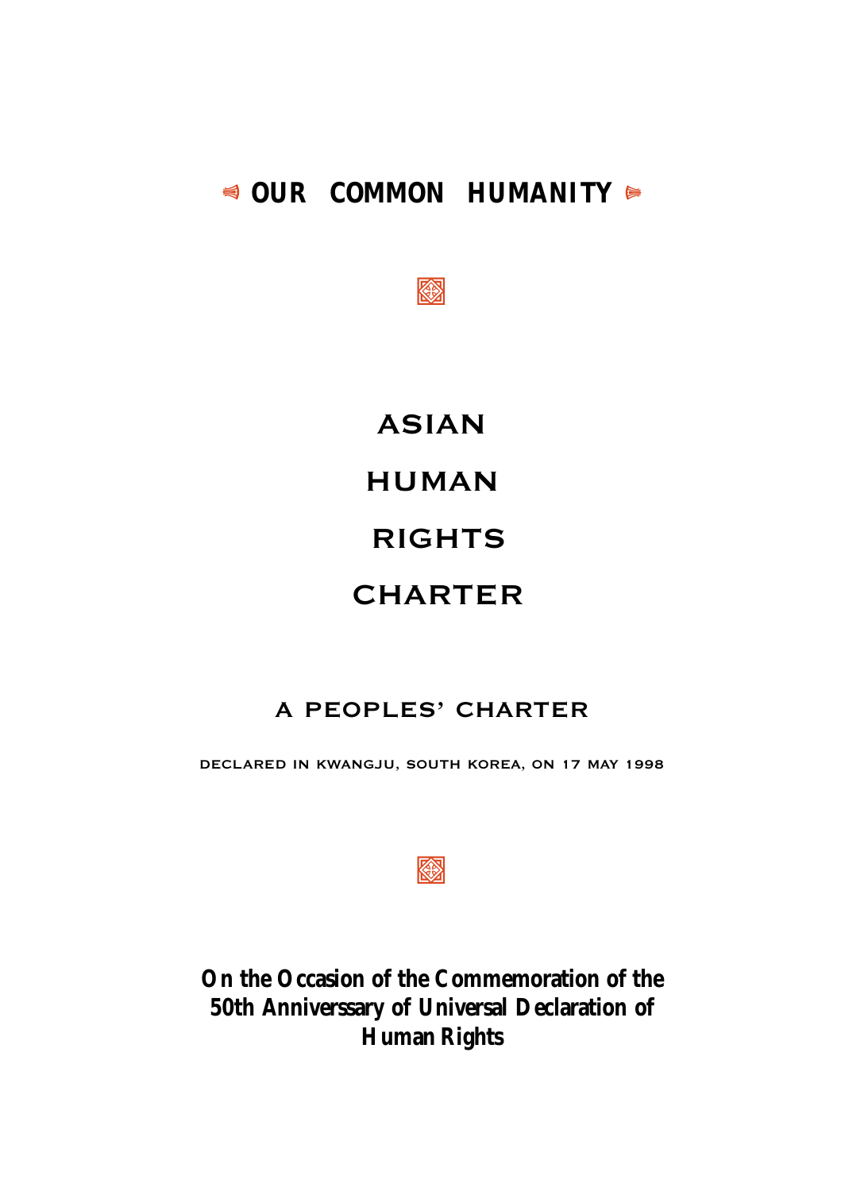**OUR COMMON HUMANITY**

# ASIAN HUMAN RIGHTS CHARTER

## A PEOPLES' CHARTER

DECLARED IN KWANGJU, SOUTH KOREA, ON 17 MAY 1998

**On the Occasion of the Commemoration of the 50th Anniverssary of Universal Declaration of Human Rights**